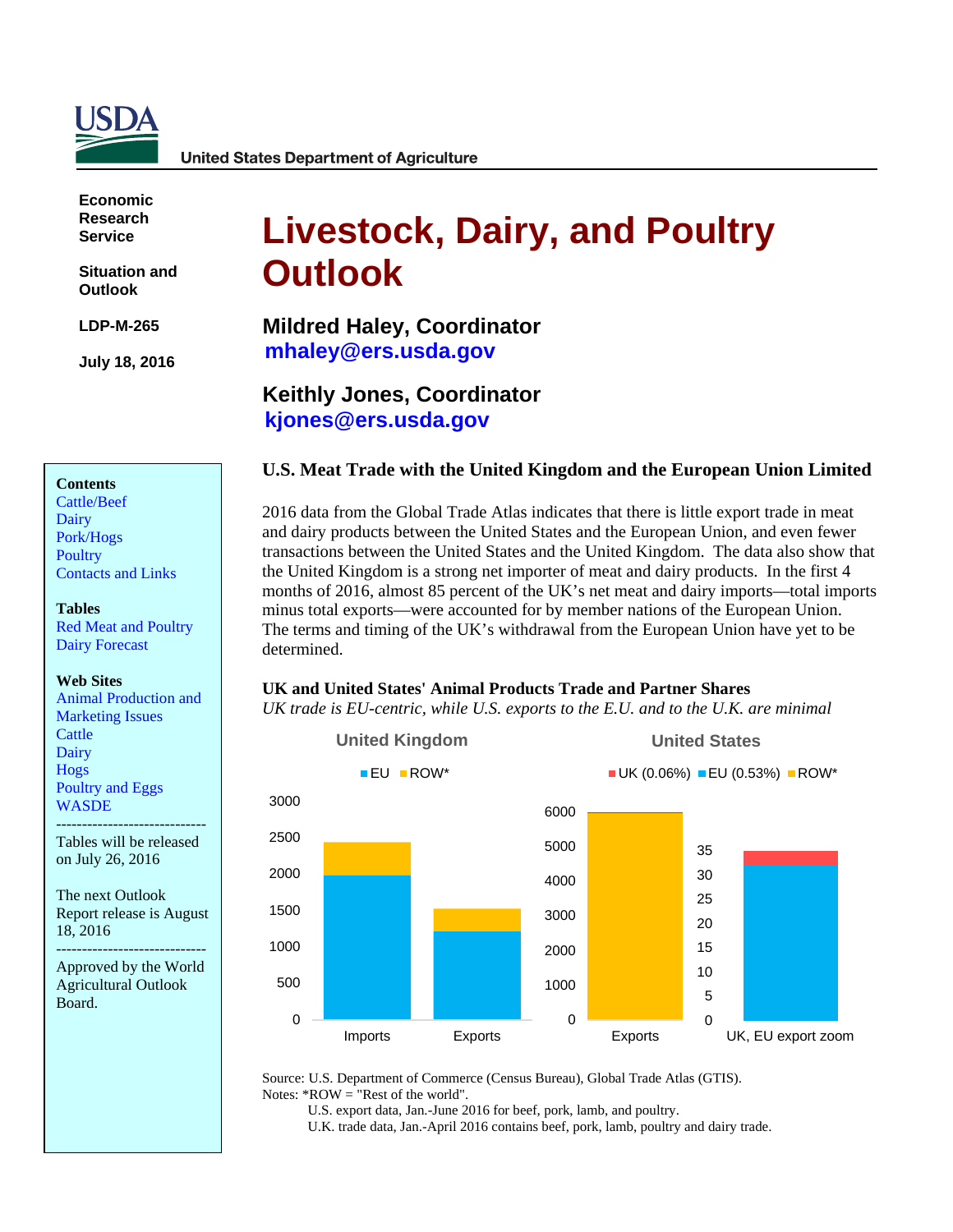USDA

United States Department of Agriculture

**Economic Research Service**

**Situation and Outlook**

**LDP-M-265**

**July 18, 2016**

# Livestock, Dairy, and Poultry Outlook

**Mildred Haley, Coordinator**
mhaley@ers.usda.gov

**Keithly Jones, Coordinator**
kjones@ers.usda.gov

**Contents**
Cattle/Beef
Dairy
Pork/Hogs
Poultry
Contacts and Links

**Tables**
Red Meat and Poultry
Dairy Forecast

**Web Sites**
Animal Production and Marketing Issues
Cattle
Dairy
Hogs
Poultry and Eggs
WASDE

-----------------------------

Tables will be released on July 26, 2016

The next Outlook Report release is August 18, 2016

-----------------------------

Approved by the World Agricultural Outlook Board.

## U.S. Meat Trade with the United Kingdom and the European Union Limited

2016 data from the Global Trade Atlas indicates that there is little export trade in meat and dairy products between the United States and the European Union, and even fewer transactions between the United States and the United Kingdom. The data also show that the United Kingdom is a strong net importer of meat and dairy products. In the first 4 months of 2016, almost 85 percent of the UK's net meat and dairy imports—total imports minus total exports—were accounted for by member nations of the European Union. The terms and timing of the UK's withdrawal from the European Union have yet to be determined.

**UK and United States' Animal Products Trade and Partner Shares**
*UK trade is EU-centric, while U.S. exports to the E.U. and to the U.K. are minimal*

Source: U.S. Department of Commerce (Census Bureau), Global Trade Atlas (GTIS).
Notes: *ROW = "Rest of the world".
U.S. export data, Jan.-June 2016 for beef, pork, lamb, and poultry.
U.K. trade data, Jan.-April 2016 contains beef, pork, lamb, poultry and dairy trade.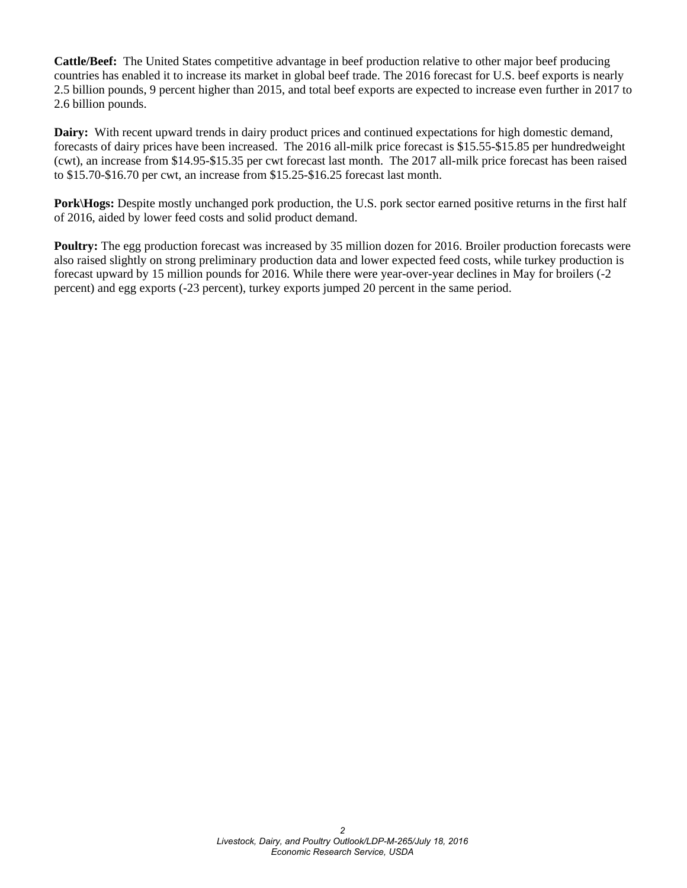**Cattle/Beef:** The United States competitive advantage in beef production relative to other major beef producing countries has enabled it to increase its market in global beef trade. The 2016 forecast for U.S. beef exports is nearly 2.5 billion pounds, 9 percent higher than 2015, and total beef exports are expected to increase even further in 2017 to 2.6 billion pounds.

**Dairy:** With recent upward trends in dairy product prices and continued expectations for high domestic demand, forecasts of dairy prices have been increased. The 2016 all-milk price forecast is $15.55-$15.85 per hundredweight (cwt), an increase from $14.95-$15.35 per cwt forecast last month. The 2017 all-milk price forecast has been raised to $15.70-$16.70 per cwt, an increase from $15.25-$16.25 forecast last month.

**Pork\Hogs:** Despite mostly unchanged pork production, the U.S. pork sector earned positive returns in the first half of 2016, aided by lower feed costs and solid product demand.

**Poultry:** The egg production forecast was increased by 35 million dozen for 2016. Broiler production forecasts were also raised slightly on strong preliminary production data and lower expected feed costs, while turkey production is forecast upward by 15 million pounds for 2016. While there were year-over-year declines in May for broilers (-2 percent) and egg exports (-23 percent), turkey exports jumped 20 percent in the same period.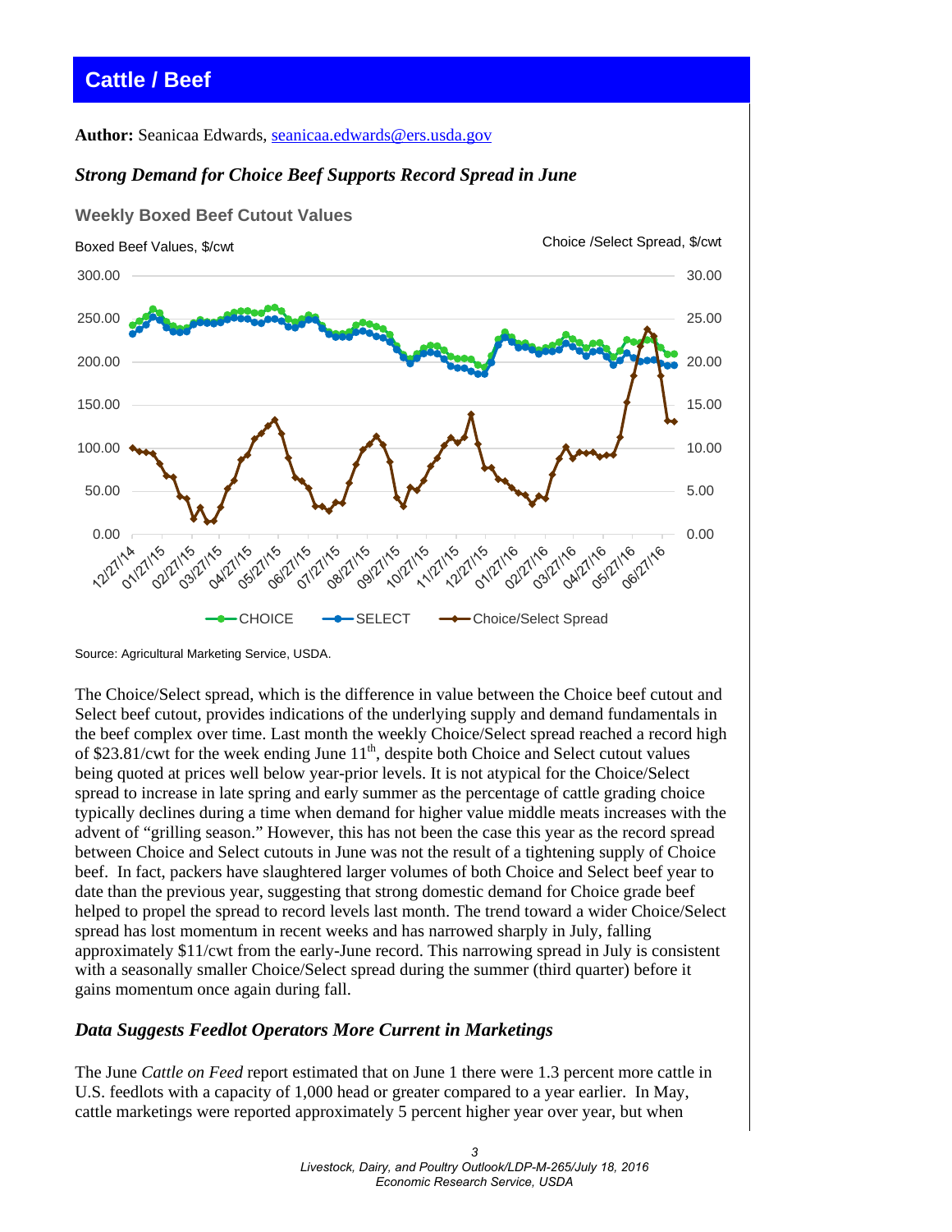# Cattle / Beef

**Author:** Seanicaa Edwards, seanicaa.edwards@ers.usda.gov

***Strong Demand for Choice Beef Supports Record Spread in June***

**Weekly Boxed Beef Cutout Values**

Boxed Beef Values, $/cwt — Choice /Select Spread, $/cwt

CHOICE — SELECT — Choice/Select Spread

Source: Agricultural Marketing Service, USDA.

The Choice/Select spread, which is the difference in value between the Choice beef cutout and Select beef cutout, provides indications of the underlying supply and demand fundamentals in the beef complex over time. Last month the weekly Choice/Select spread reached a record high of $23.81/cwt for the week ending June 11th, despite both Choice and Select cutout values being quoted at prices well below year-prior levels. It is not atypical for the Choice/Select spread to increase in late spring and early summer as the percentage of cattle grading choice typically declines during a time when demand for higher value middle meats increases with the advent of "grilling season." However, this has not been the case this year as the record spread between Choice and Select cutouts in June was not the result of a tightening supply of Choice beef. In fact, packers have slaughtered larger volumes of both Choice and Select beef year to date than the previous year, suggesting that strong domestic demand for Choice grade beef helped to propel the spread to record levels last month. The trend toward a wider Choice/Select spread has lost momentum in recent weeks and has narrowed sharply in July, falling approximately $11/cwt from the early-June record. This narrowing spread in July is consistent with a seasonally smaller Choice/Select spread during the summer (third quarter) before it gains momentum once again during fall.

***Data Suggests Feedlot Operators More Current in Marketings***

The June *Cattle on Feed* report estimated that on June 1 there were 1.3 percent more cattle in U.S. feedlots with a capacity of 1,000 head or greater compared to a year earlier. In May, cattle marketings were reported approximately 5 percent higher year over year, but when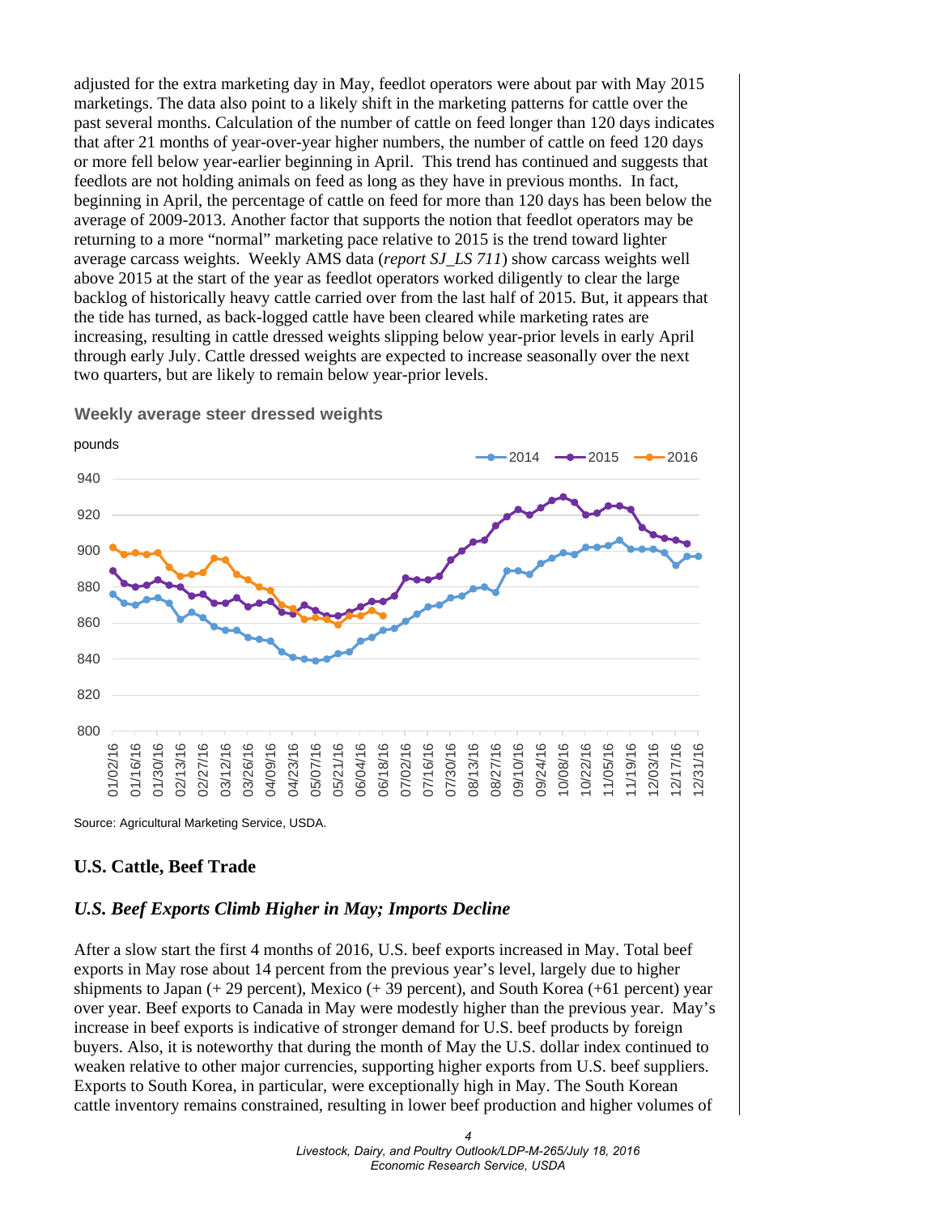adjusted for the extra marketing day in May, feedlot operators were about par with May 2015 marketings. The data also point to a likely shift in the marketing patterns for cattle over the past several months. Calculation of the number of cattle on feed longer than 120 days indicates that after 21 months of year-over-year higher numbers, the number of cattle on feed 120 days or more fell below year-earlier beginning in April. This trend has continued and suggests that feedlots are not holding animals on feed as long as they have in previous months. In fact, beginning in April, the percentage of cattle on feed for more than 120 days has been below the average of 2009-2013. Another factor that supports the notion that feedlot operators may be returning to a more "normal" marketing pace relative to 2015 is the trend toward lighter average carcass weights. Weekly AMS data (*report SJ_LS 711*) show carcass weights well above 2015 at the start of the year as feedlot operators worked diligently to clear the large backlog of historically heavy cattle carried over from the last half of 2015. But, it appears that the tide has turned, as back-logged cattle have been cleared while marketing rates are increasing, resulting in cattle dressed weights slipping below year-prior levels in early April through early July. Cattle dressed weights are expected to increase seasonally over the next two quarters, but are likely to remain below year-prior levels.

**Weekly average steer dressed weights**

Source: Agricultural Marketing Service, USDA.

## U.S. Cattle, Beef Trade

### *U.S. Beef Exports Climb Higher in May; Imports Decline*

After a slow start the first 4 months of 2016, U.S. beef exports increased in May. Total beef exports in May rose about 14 percent from the previous year's level, largely due to higher shipments to Japan (+ 29 percent), Mexico (+ 39 percent), and South Korea (+61 percent) year over year. Beef exports to Canada in May were modestly higher than the previous year. May's increase in beef exports is indicative of stronger demand for U.S. beef products by foreign buyers. Also, it is noteworthy that during the month of May the U.S. dollar index continued to weaken relative to other major currencies, supporting higher exports from U.S. beef suppliers. Exports to South Korea, in particular, were exceptionally high in May. The South Korean cattle inventory remains constrained, resulting in lower beef production and higher volumes of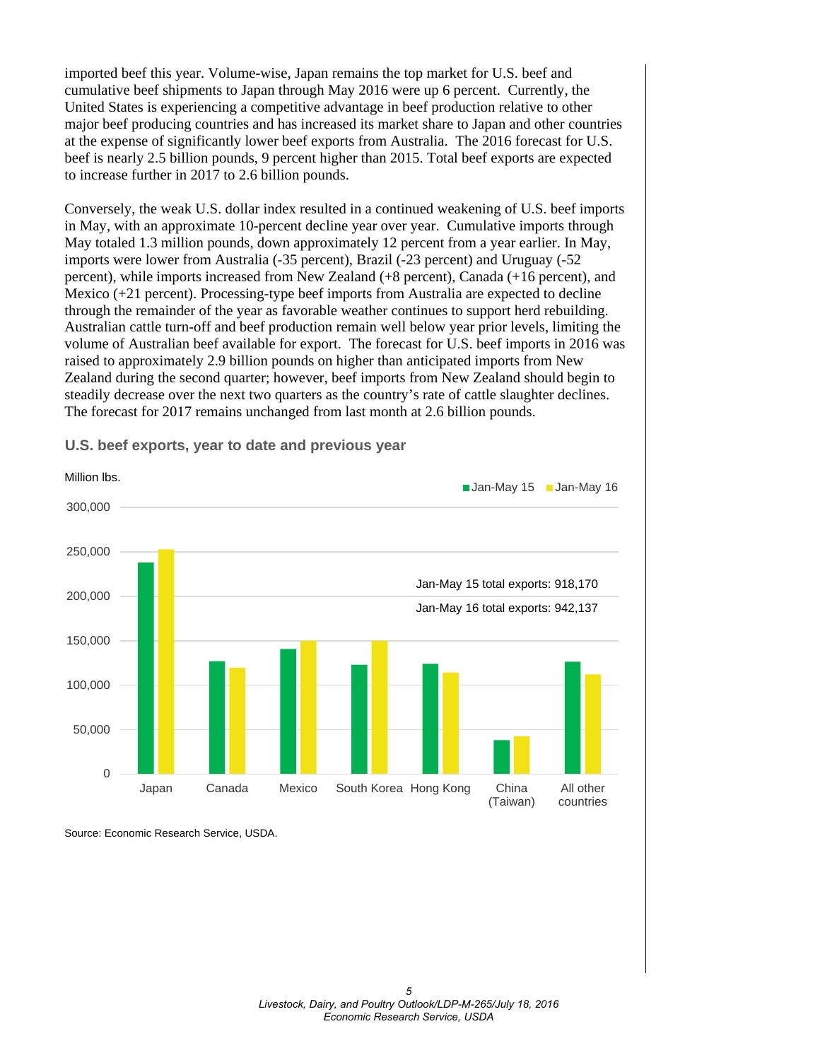imported beef this year. Volume-wise, Japan remains the top market for U.S. beef and cumulative beef shipments to Japan through May 2016 were up 6 percent. Currently, the United States is experiencing a competitive advantage in beef production relative to other major beef producing countries and has increased its market share to Japan and other countries at the expense of significantly lower beef exports from Australia. The 2016 forecast for U.S. beef is nearly 2.5 billion pounds, 9 percent higher than 2015. Total beef exports are expected to increase further in 2017 to 2.6 billion pounds.

Conversely, the weak U.S. dollar index resulted in a continued weakening of U.S. beef imports in May, with an approximate 10-percent decline year over year. Cumulative imports through May totaled 1.3 million pounds, down approximately 12 percent from a year earlier. In May, imports were lower from Australia (-35 percent), Brazil (-23 percent) and Uruguay (-52 percent), while imports increased from New Zealand (+8 percent), Canada (+16 percent), and Mexico (+21 percent). Processing-type beef imports from Australia are expected to decline through the remainder of the year as favorable weather continues to support herd rebuilding. Australian cattle turn-off and beef production remain well below year prior levels, limiting the volume of Australian beef available for export. The forecast for U.S. beef imports in 2016 was raised to approximately 2.9 billion pounds on higher than anticipated imports from New Zealand during the second quarter; however, beef imports from New Zealand should begin to steadily decrease over the next two quarters as the country's rate of cattle slaughter declines. The forecast for 2017 remains unchanged from last month at 2.6 billion pounds.

## U.S. beef exports, year to date and previous year

Million lbs.

Jan-May 15 total exports: 918,170

Jan-May 16 total exports: 942,137

Categories: Japan, Canada, Mexico, South Korea, Hong Kong, China (Taiwan), All other countries (Jan-May 15 vs. Jan-May 16)

Source: Economic Research Service, USDA.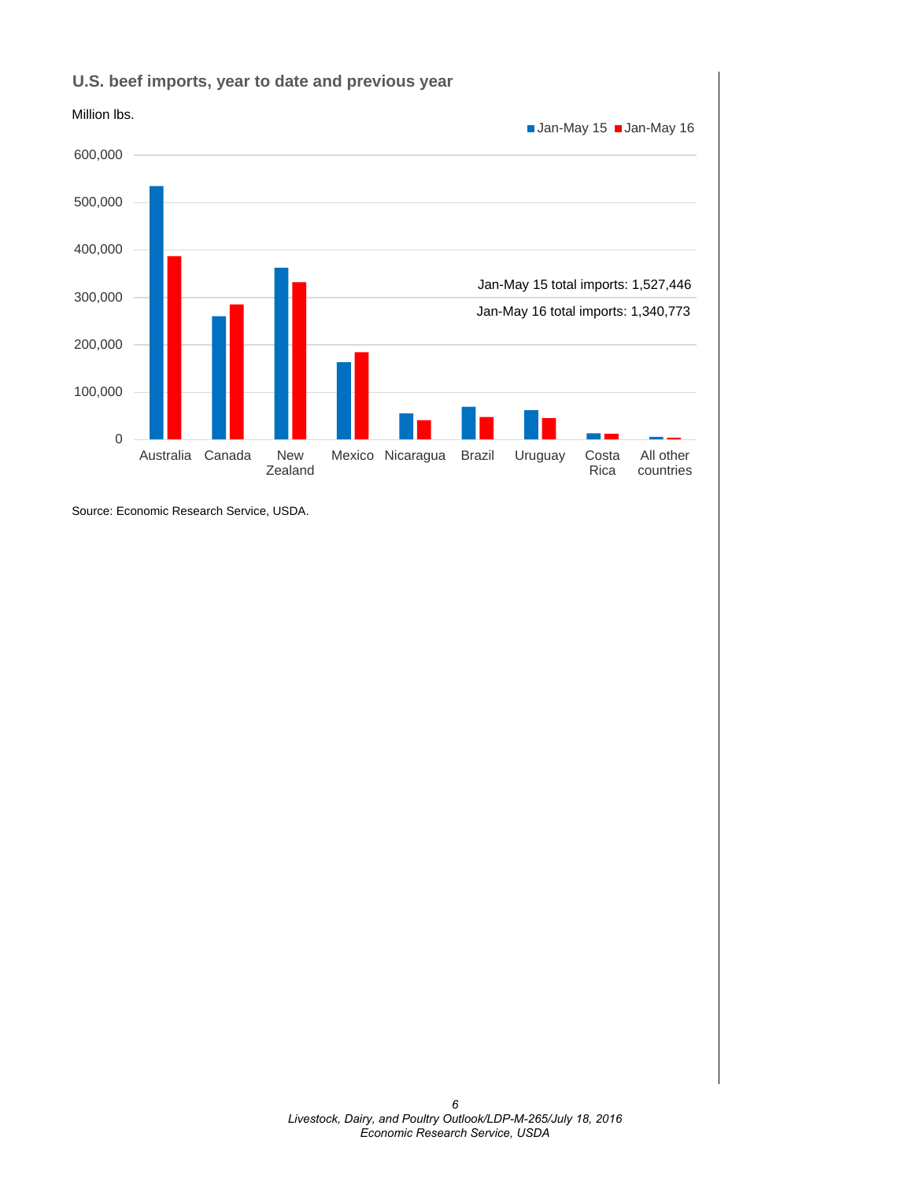## U.S. beef imports, year to date and previous year

Million lbs.

Jan-May 15 | Jan-May 16

600,000
500,000
400,000
300,000
200,000
100,000
0

Jan-May 15 total imports: 1,527,446

Jan-May 16 total imports: 1,340,773

Australia | Canada | New Zealand | Mexico | Nicaragua | Brazil | Uruguay | Costa Rica | All other countries

Source: Economic Research Service, USDA.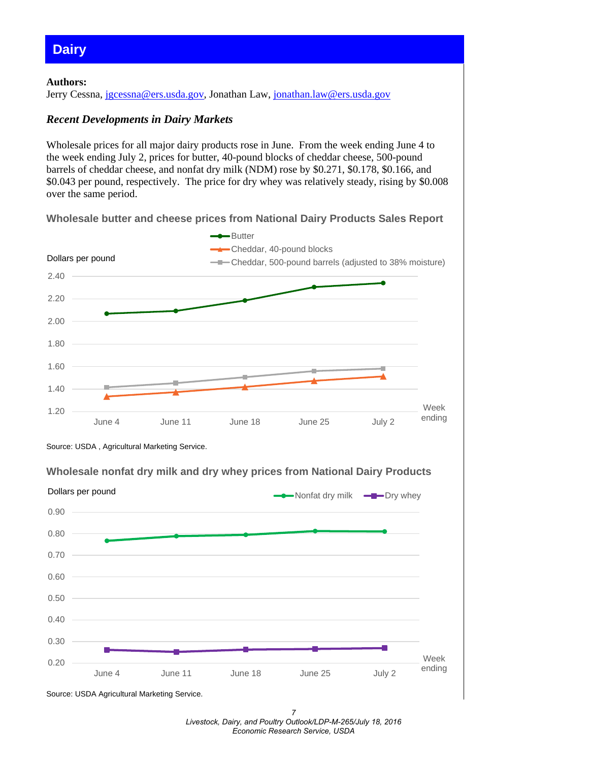# Dairy

**Authors:**
Jerry Cessna, jgcessna@ers.usda.gov, Jonathan Law, jonathan.law@ers.usda.gov

### *Recent Developments in Dairy Markets*

Wholesale prices for all major dairy products rose in June. From the week ending June 4 to the week ending July 2, prices for butter, 40-pound blocks of cheddar cheese, 500-pound barrels of cheddar cheese, and nonfat dry milk (NDM) rose by $0.271, $0.178, $0.166, and $0.043 per pound, respectively. The price for dry whey was relatively steady, rising by $0.008 over the same period.

**Wholesale butter and cheese prices from National Dairy Products Sales Report**

Source: USDA , Agricultural Marketing Service.

**Wholesale nonfat dry milk and dry whey prices from National Dairy Products**

Source: USDA Agricultural Marketing Service.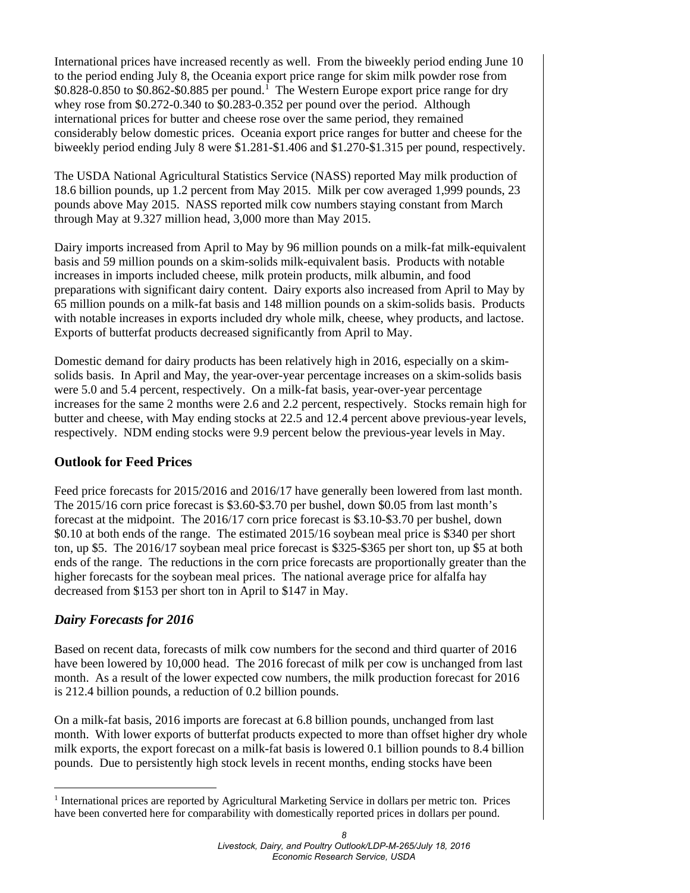International prices have increased recently as well. From the biweekly period ending June 10 to the period ending July 8, the Oceania export price range for skim milk powder rose from \$0.828-0.850 to \$0.862-\$0.885 per pound.[1] The Western Europe export price range for dry whey rose from \$0.272-0.340 to \$0.283-0.352 per pound over the period. Although international prices for butter and cheese rose over the same period, they remained considerably below domestic prices. Oceania export price ranges for butter and cheese for the biweekly period ending July 8 were \$1.281-\$1.406 and \$1.270-\$1.315 per pound, respectively.

The USDA National Agricultural Statistics Service (NASS) reported May milk production of 18.6 billion pounds, up 1.2 percent from May 2015. Milk per cow averaged 1,999 pounds, 23 pounds above May 2015. NASS reported milk cow numbers staying constant from March through May at 9.327 million head, 3,000 more than May 2015.

Dairy imports increased from April to May by 96 million pounds on a milk-fat milk-equivalent basis and 59 million pounds on a skim-solids milk-equivalent basis. Products with notable increases in imports included cheese, milk protein products, milk albumin, and food preparations with significant dairy content. Dairy exports also increased from April to May by 65 million pounds on a milk-fat basis and 148 million pounds on a skim-solids basis. Products with notable increases in exports included dry whole milk, cheese, whey products, and lactose. Exports of butterfat products decreased significantly from April to May.

Domestic demand for dairy products has been relatively high in 2016, especially on a skim-solids basis. In April and May, the year-over-year percentage increases on a skim-solids basis were 5.0 and 5.4 percent, respectively. On a milk-fat basis, year-over-year percentage increases for the same 2 months were 2.6 and 2.2 percent, respectively. Stocks remain high for butter and cheese, with May ending stocks at 22.5 and 12.4 percent above previous-year levels, respectively. NDM ending stocks were 9.9 percent below the previous-year levels in May.

## Outlook for Feed Prices

Feed price forecasts for 2015/2016 and 2016/17 have generally been lowered from last month. The 2015/16 corn price forecast is \$3.60-\$3.70 per bushel, down \$0.05 from last month's forecast at the midpoint. The 2016/17 corn price forecast is \$3.10-\$3.70 per bushel, down \$0.10 at both ends of the range. The estimated 2015/16 soybean meal price is \$340 per short ton, up \$5. The 2016/17 soybean meal price forecast is \$325-\$365 per short ton, up \$5 at both ends of the range. The reductions in the corn price forecasts are proportionally greater than the higher forecasts for the soybean meal prices. The national average price for alfalfa hay decreased from \$153 per short ton in April to \$147 in May.

## *Dairy Forecasts for 2016*

Based on recent data, forecasts of milk cow numbers for the second and third quarter of 2016 have been lowered by 10,000 head. The 2016 forecast of milk per cow is unchanged from last month. As a result of the lower expected cow numbers, the milk production forecast for 2016 is 212.4 billion pounds, a reduction of 0.2 billion pounds.

On a milk-fat basis, 2016 imports are forecast at 6.8 billion pounds, unchanged from last month. With lower exports of butterfat products expected to more than offset higher dry whole milk exports, the export forecast on a milk-fat basis is lowered 0.1 billion pounds to 8.4 billion pounds. Due to persistently high stock levels in recent months, ending stocks have been

[1] International prices are reported by Agricultural Marketing Service in dollars per metric ton. Prices have been converted here for comparability with domestically reported prices in dollars per pound.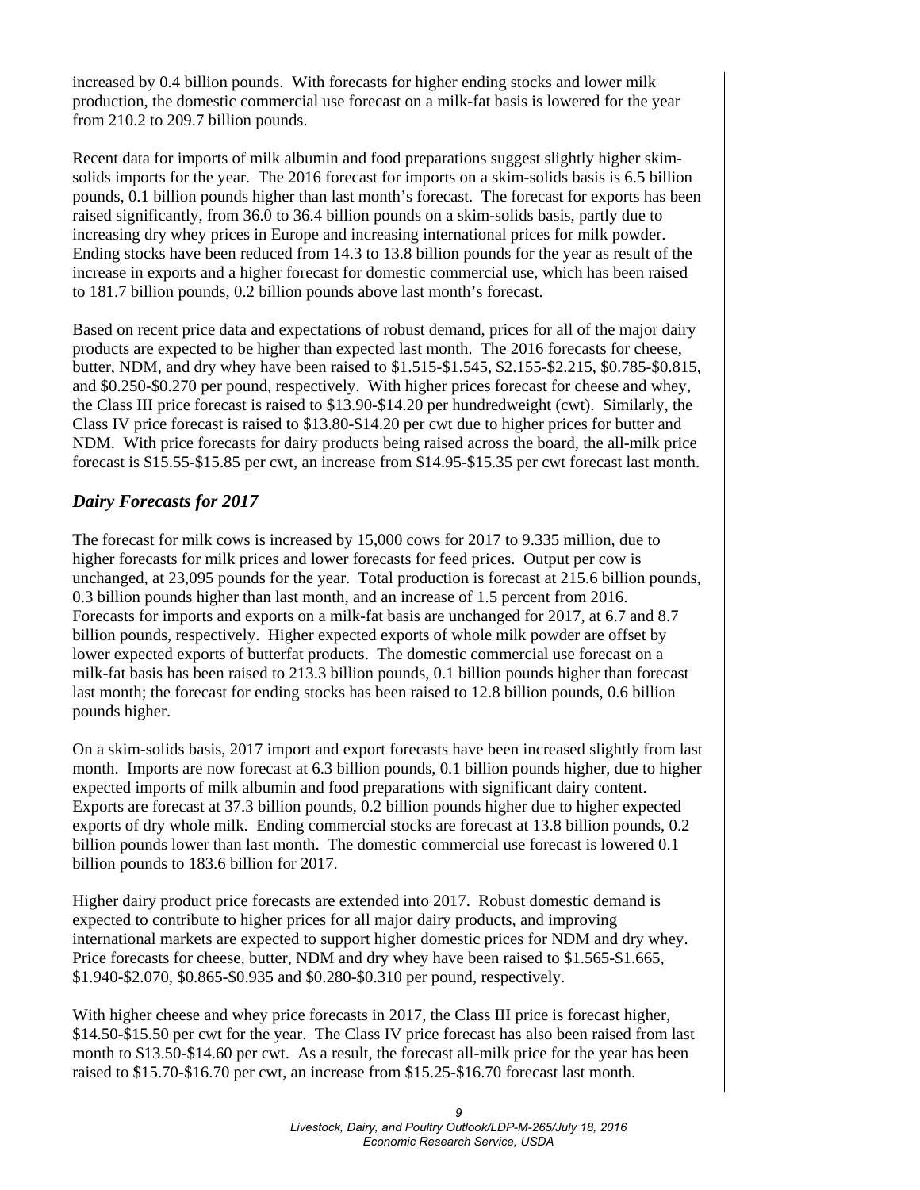increased by 0.4 billion pounds. With forecasts for higher ending stocks and lower milk production, the domestic commercial use forecast on a milk-fat basis is lowered for the year from 210.2 to 209.7 billion pounds.

Recent data for imports of milk albumin and food preparations suggest slightly higher skim-solids imports for the year. The 2016 forecast for imports on a skim-solids basis is 6.5 billion pounds, 0.1 billion pounds higher than last month's forecast. The forecast for exports has been raised significantly, from 36.0 to 36.4 billion pounds on a skim-solids basis, partly due to increasing dry whey prices in Europe and increasing international prices for milk powder. Ending stocks have been reduced from 14.3 to 13.8 billion pounds for the year as result of the increase in exports and a higher forecast for domestic commercial use, which has been raised to 181.7 billion pounds, 0.2 billion pounds above last month's forecast.

Based on recent price data and expectations of robust demand, prices for all of the major dairy products are expected to be higher than expected last month. The 2016 forecasts for cheese, butter, NDM, and dry whey have been raised to $1.515-$1.545, $2.155-$2.215, $0.785-$0.815, and $0.250-$0.270 per pound, respectively. With higher prices forecast for cheese and whey, the Class III price forecast is raised to $13.90-$14.20 per hundredweight (cwt). Similarly, the Class IV price forecast is raised to $13.80-$14.20 per cwt due to higher prices for butter and NDM. With price forecasts for dairy products being raised across the board, the all-milk price forecast is $15.55-$15.85 per cwt, an increase from $14.95-$15.35 per cwt forecast last month.

## *Dairy Forecasts for 2017*

The forecast for milk cows is increased by 15,000 cows for 2017 to 9.335 million, due to higher forecasts for milk prices and lower forecasts for feed prices. Output per cow is unchanged, at 23,095 pounds for the year. Total production is forecast at 215.6 billion pounds, 0.3 billion pounds higher than last month, and an increase of 1.5 percent from 2016. Forecasts for imports and exports on a milk-fat basis are unchanged for 2017, at 6.7 and 8.7 billion pounds, respectively. Higher expected exports of whole milk powder are offset by lower expected exports of butterfat products. The domestic commercial use forecast on a milk-fat basis has been raised to 213.3 billion pounds, 0.1 billion pounds higher than forecast last month; the forecast for ending stocks has been raised to 12.8 billion pounds, 0.6 billion pounds higher.

On a skim-solids basis, 2017 import and export forecasts have been increased slightly from last month. Imports are now forecast at 6.3 billion pounds, 0.1 billion pounds higher, due to higher expected imports of milk albumin and food preparations with significant dairy content. Exports are forecast at 37.3 billion pounds, 0.2 billion pounds higher due to higher expected exports of dry whole milk. Ending commercial stocks are forecast at 13.8 billion pounds, 0.2 billion pounds lower than last month. The domestic commercial use forecast is lowered 0.1 billion pounds to 183.6 billion for 2017.

Higher dairy product price forecasts are extended into 2017. Robust domestic demand is expected to contribute to higher prices for all major dairy products, and improving international markets are expected to support higher domestic prices for NDM and dry whey. Price forecasts for cheese, butter, NDM and dry whey have been raised to $1.565-$1.665, $1.940-$2.070, $0.865-$0.935 and $0.280-$0.310 per pound, respectively.

With higher cheese and whey price forecasts in 2017, the Class III price is forecast higher, $14.50-$15.50 per cwt for the year. The Class IV price forecast has also been raised from last month to $13.50-$14.60 per cwt. As a result, the forecast all-milk price for the year has been raised to $15.70-$16.70 per cwt, an increase from $15.25-$16.70 forecast last month.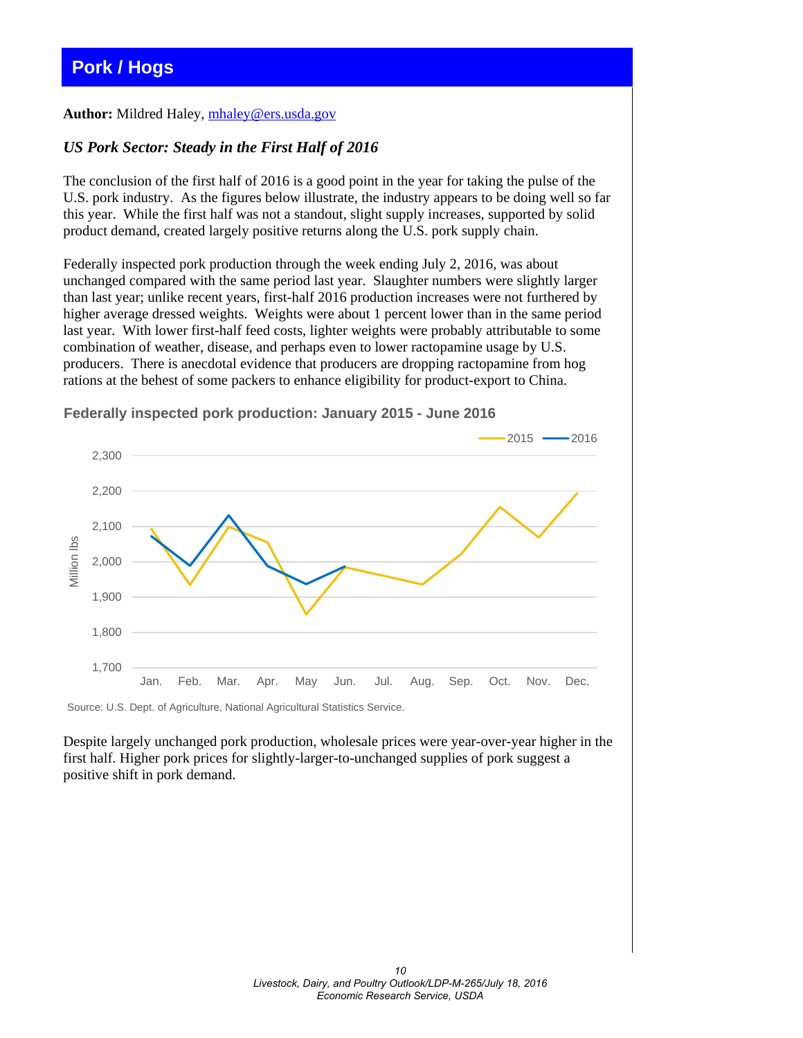## Pork / Hogs

**Author:** Mildred Haley, mhaley@ers.usda.gov

### *US Pork Sector: Steady in the First Half of 2016*

The conclusion of the first half of 2016 is a good point in the year for taking the pulse of the U.S. pork industry. As the figures below illustrate, the industry appears to be doing well so far this year. While the first half was not a standout, slight supply increases, supported by solid product demand, created largely positive returns along the U.S. pork supply chain.

Federally inspected pork production through the week ending July 2, 2016, was about unchanged compared with the same period last year. Slaughter numbers were slightly larger than last year; unlike recent years, first-half 2016 production increases were not furthered by higher average dressed weights. Weights were about 1 percent lower than in the same period last year. With lower first-half feed costs, lighter weights were probably attributable to some combination of weather, disease, and perhaps even to lower ractopamine usage by U.S. producers. There is anecdotal evidence that producers are dropping ractopamine from hog rations at the behest of some packers to enhance eligibility for product-export to China.

**Federally inspected pork production: January 2015 - June 2016**

Source: U.S. Dept. of Agriculture, National Agricultural Statistics Service.

Despite largely unchanged pork production, wholesale prices were year-over-year higher in the first half. Higher pork prices for slightly-larger-to-unchanged supplies of pork suggest a positive shift in pork demand.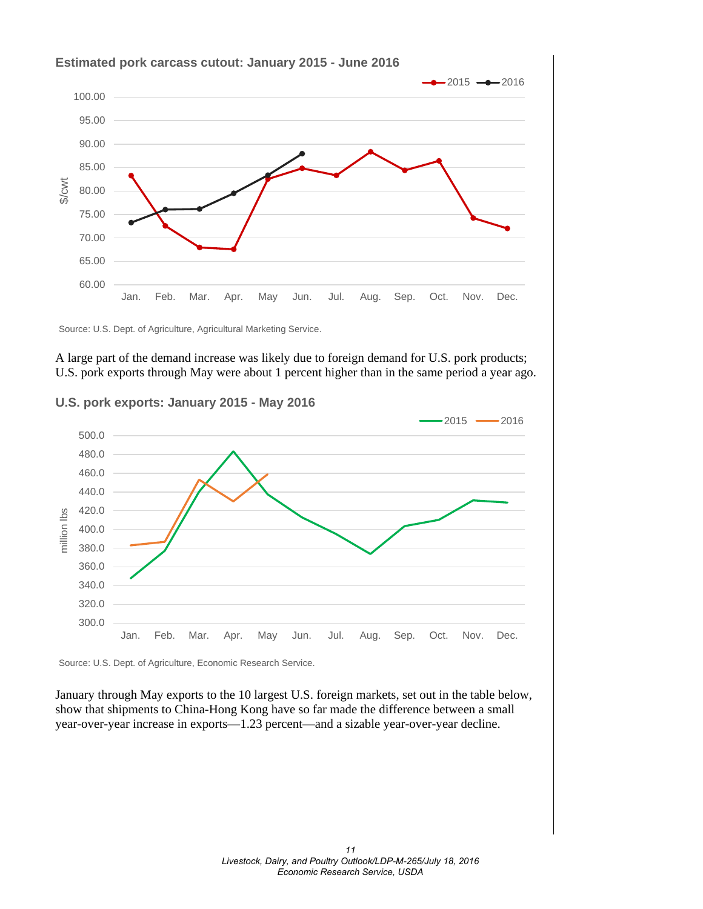**Estimated pork carcass cutout: January 2015 - June 2016**

Source: U.S. Dept. of Agriculture, Agricultural Marketing Service.

A large part of the demand increase was likely due to foreign demand for U.S. pork products; U.S. pork exports through May were about 1 percent higher than in the same period a year ago.

**U.S. pork exports: January 2015 - May 2016**

Source: U.S. Dept. of Agriculture, Economic Research Service.

January through May exports to the 10 largest U.S. foreign markets, set out in the table below, show that shipments to China-Hong Kong have so far made the difference between a small year-over-year increase in exports—1.23 percent—and a sizable year-over-year decline.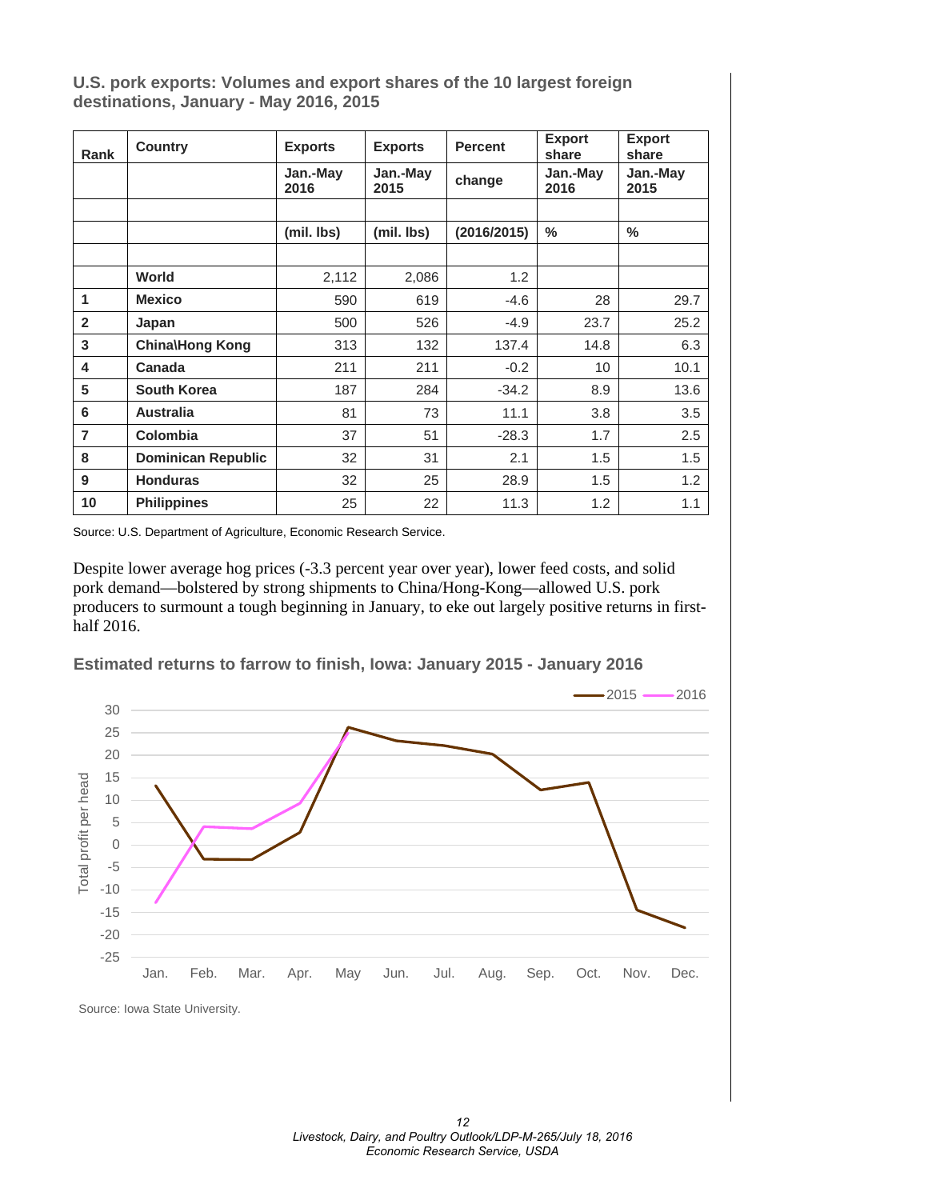**U.S. pork exports: Volumes and export shares of the 10 largest foreign destinations, January - May 2016, 2015**

| Rank | Country | Exports | Exports | Percent | Export share | Export share |
|---|---|---|---|---|---|---|
| | | Jan.-May 2016 | Jan.-May 2015 | change | Jan.-May 2016 | Jan.-May 2015 |
| | | (mil. lbs) | (mil. lbs) | (2016/2015) | % | % |
| | World | 2,112 | 2,086 | 1.2 | | |
| 1 | Mexico | 590 | 619 | -4.6 | 28 | 29.7 |
| 2 | Japan | 500 | 526 | -4.9 | 23.7 | 25.2 |
| 3 | China\Hong Kong | 313 | 132 | 137.4 | 14.8 | 6.3 |
| 4 | Canada | 211 | 211 | -0.2 | 10 | 10.1 |
| 5 | South Korea | 187 | 284 | -34.2 | 8.9 | 13.6 |
| 6 | Australia | 81 | 73 | 11.1 | 3.8 | 3.5 |
| 7 | Colombia | 37 | 51 | -28.3 | 1.7 | 2.5 |
| 8 | Dominican Republic | 32 | 31 | 2.1 | 1.5 | 1.5 |
| 9 | Honduras | 32 | 25 | 28.9 | 1.5 | 1.2 |
| 10 | Philippines | 25 | 22 | 11.3 | 1.2 | 1.1 |

Source: U.S. Department of Agriculture, Economic Research Service.

Despite lower average hog prices (-3.3 percent year over year), lower feed costs, and solid pork demand—bolstered by strong shipments to China/Hong-Kong—allowed U.S. pork producers to surmount a tough beginning in January, to eke out largely positive returns in first-half 2016.

**Estimated returns to farrow to finish, Iowa: January 2015 - January 2016**

Source: Iowa State University.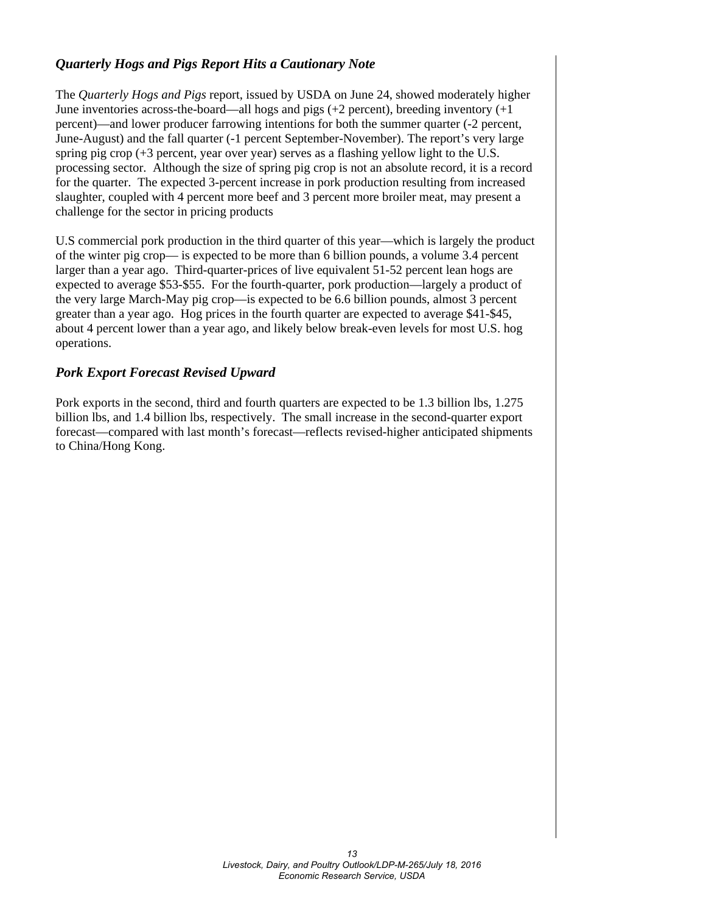## *Quarterly Hogs and Pigs Report Hits a Cautionary Note*

The *Quarterly Hogs and Pigs* report, issued by USDA on June 24, showed moderately higher June inventories across-the-board—all hogs and pigs (+2 percent), breeding inventory (+1 percent)—and lower producer farrowing intentions for both the summer quarter (-2 percent, June-August) and the fall quarter (-1 percent September-November). The report's very large spring pig crop (+3 percent, year over year) serves as a flashing yellow light to the U.S. processing sector. Although the size of spring pig crop is not an absolute record, it is a record for the quarter. The expected 3-percent increase in pork production resulting from increased slaughter, coupled with 4 percent more beef and 3 percent more broiler meat, may present a challenge for the sector in pricing products

U.S commercial pork production in the third quarter of this year—which is largely the product of the winter pig crop— is expected to be more than 6 billion pounds, a volume 3.4 percent larger than a year ago. Third-quarter-prices of live equivalent 51-52 percent lean hogs are expected to average $53-$55. For the fourth-quarter, pork production—largely a product of the very large March-May pig crop—is expected to be 6.6 billion pounds, almost 3 percent greater than a year ago. Hog prices in the fourth quarter are expected to average $41-$45, about 4 percent lower than a year ago, and likely below break-even levels for most U.S. hog operations.

## *Pork Export Forecast Revised Upward*

Pork exports in the second, third and fourth quarters are expected to be 1.3 billion lbs, 1.275 billion lbs, and 1.4 billion lbs, respectively. The small increase in the second-quarter export forecast—compared with last month's forecast—reflects revised-higher anticipated shipments to China/Hong Kong.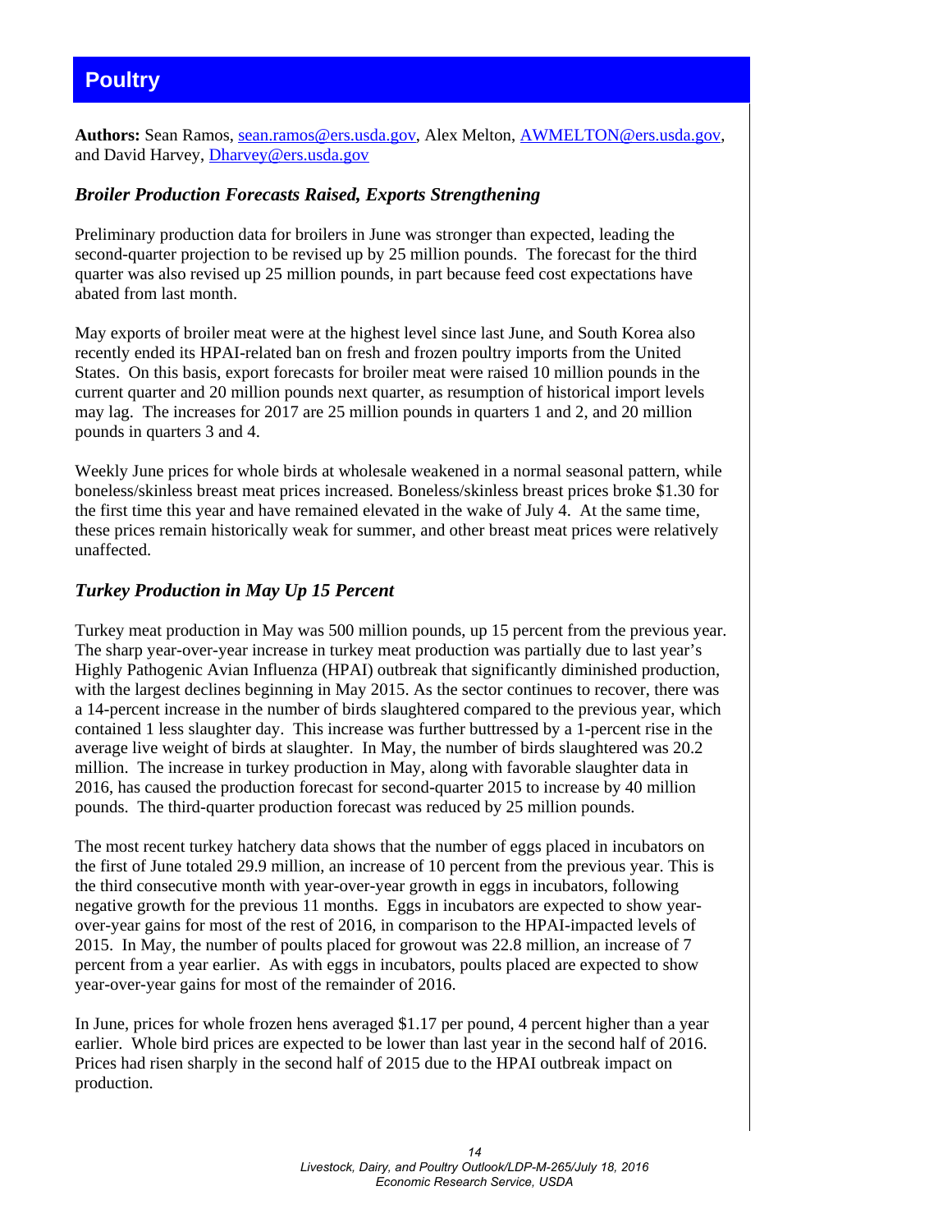# Poultry

**Authors:** Sean Ramos, sean.ramos@ers.usda.gov, Alex Melton, AWMELTON@ers.usda.gov, and David Harvey, Dharvey@ers.usda.gov

## *Broiler Production Forecasts Raised, Exports Strengthening*

Preliminary production data for broilers in June was stronger than expected, leading the second-quarter projection to be revised up by 25 million pounds. The forecast for the third quarter was also revised up 25 million pounds, in part because feed cost expectations have abated from last month.

May exports of broiler meat were at the highest level since last June, and South Korea also recently ended its HPAI-related ban on fresh and frozen poultry imports from the United States. On this basis, export forecasts for broiler meat were raised 10 million pounds in the current quarter and 20 million pounds next quarter, as resumption of historical import levels may lag. The increases for 2017 are 25 million pounds in quarters 1 and 2, and 20 million pounds in quarters 3 and 4.

Weekly June prices for whole birds at wholesale weakened in a normal seasonal pattern, while boneless/skinless breast meat prices increased. Boneless/skinless breast prices broke $1.30 for the first time this year and have remained elevated in the wake of July 4. At the same time, these prices remain historically weak for summer, and other breast meat prices were relatively unaffected.

## *Turkey Production in May Up 15 Percent*

Turkey meat production in May was 500 million pounds, up 15 percent from the previous year. The sharp year-over-year increase in turkey meat production was partially due to last year's Highly Pathogenic Avian Influenza (HPAI) outbreak that significantly diminished production, with the largest declines beginning in May 2015. As the sector continues to recover, there was a 14-percent increase in the number of birds slaughtered compared to the previous year, which contained 1 less slaughter day. This increase was further buttressed by a 1-percent rise in the average live weight of birds at slaughter. In May, the number of birds slaughtered was 20.2 million. The increase in turkey production in May, along with favorable slaughter data in 2016, has caused the production forecast for second-quarter 2015 to increase by 40 million pounds. The third-quarter production forecast was reduced by 25 million pounds.

The most recent turkey hatchery data shows that the number of eggs placed in incubators on the first of June totaled 29.9 million, an increase of 10 percent from the previous year. This is the third consecutive month with year-over-year growth in eggs in incubators, following negative growth for the previous 11 months. Eggs in incubators are expected to show year-over-year gains for most of the rest of 2016, in comparison to the HPAI-impacted levels of 2015. In May, the number of poults placed for growout was 22.8 million, an increase of 7 percent from a year earlier. As with eggs in incubators, poults placed are expected to show year-over-year gains for most of the remainder of 2016.

In June, prices for whole frozen hens averaged $1.17 per pound, 4 percent higher than a year earlier. Whole bird prices are expected to be lower than last year in the second half of 2016. Prices had risen sharply in the second half of 2015 due to the HPAI outbreak impact on production.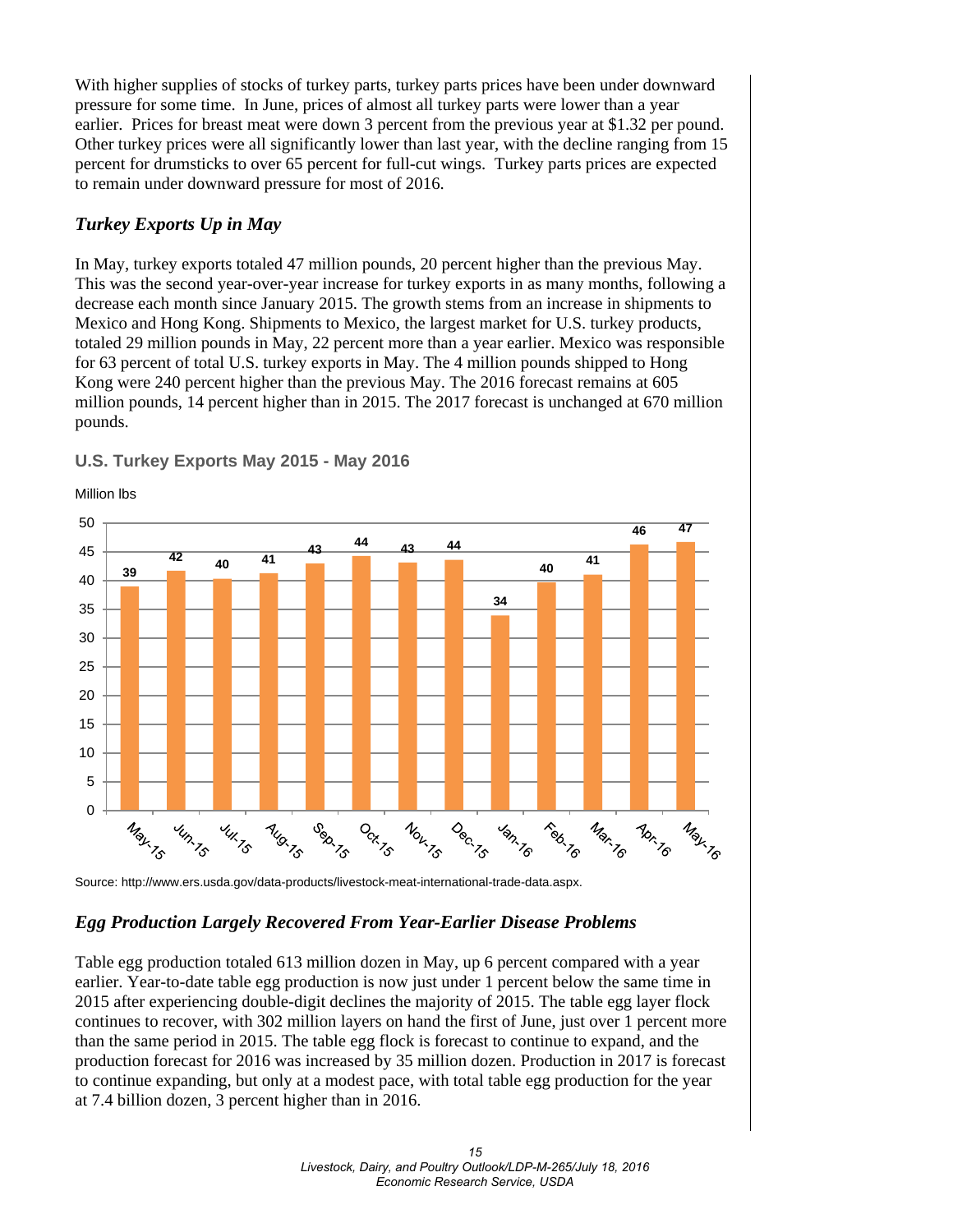With higher supplies of stocks of turkey parts, turkey parts prices have been under downward pressure for some time. In June, prices of almost all turkey parts were lower than a year earlier. Prices for breast meat were down 3 percent from the previous year at $1.32 per pound. Other turkey prices were all significantly lower than last year, with the decline ranging from 15 percent for drumsticks to over 65 percent for full-cut wings. Turkey parts prices are expected to remain under downward pressure for most of 2016.

## *Turkey Exports Up in May*

In May, turkey exports totaled 47 million pounds, 20 percent higher than the previous May. This was the second year-over-year increase for turkey exports in as many months, following a decrease each month since January 2015. The growth stems from an increase in shipments to Mexico and Hong Kong. Shipments to Mexico, the largest market for U.S. turkey products, totaled 29 million pounds in May, 22 percent more than a year earlier. Mexico was responsible for 63 percent of total U.S. turkey exports in May. The 4 million pounds shipped to Hong Kong were 240 percent higher than the previous May. The 2016 forecast remains at 605 million pounds, 14 percent higher than in 2015. The 2017 forecast is unchanged at 670 million pounds.

### U.S. Turkey Exports May 2015 - May 2016

Million lbs

| Month | Million lbs |
|---|---|
| May-15 | 39 |
| Jun-15 | 42 |
| Jul-15 | 40 |
| Aug-15 | 41 |
| Sep-15 | 43 |
| Oct-15 | 44 |
| Nov-15 | 43 |
| Dec-15 | 44 |
| Jan-16 | 34 |
| Feb-16 | 40 |
| Mar-16 | 41 |
| Apr-16 | 46 |
| May-16 | 47 |

Source: http://www.ers.usda.gov/data-products/livestock-meat-international-trade-data.aspx.

## *Egg Production Largely Recovered From Year-Earlier Disease Problems*

Table egg production totaled 613 million dozen in May, up 6 percent compared with a year earlier. Year-to-date table egg production is now just under 1 percent below the same time in 2015 after experiencing double-digit declines the majority of 2015. The table egg layer flock continues to recover, with 302 million layers on hand the first of June, just over 1 percent more than the same period in 2015. The table egg flock is forecast to continue to expand, and the production forecast for 2016 was increased by 35 million dozen. Production in 2017 is forecast to continue expanding, but only at a modest pace, with total table egg production for the year at 7.4 billion dozen, 3 percent higher than in 2016.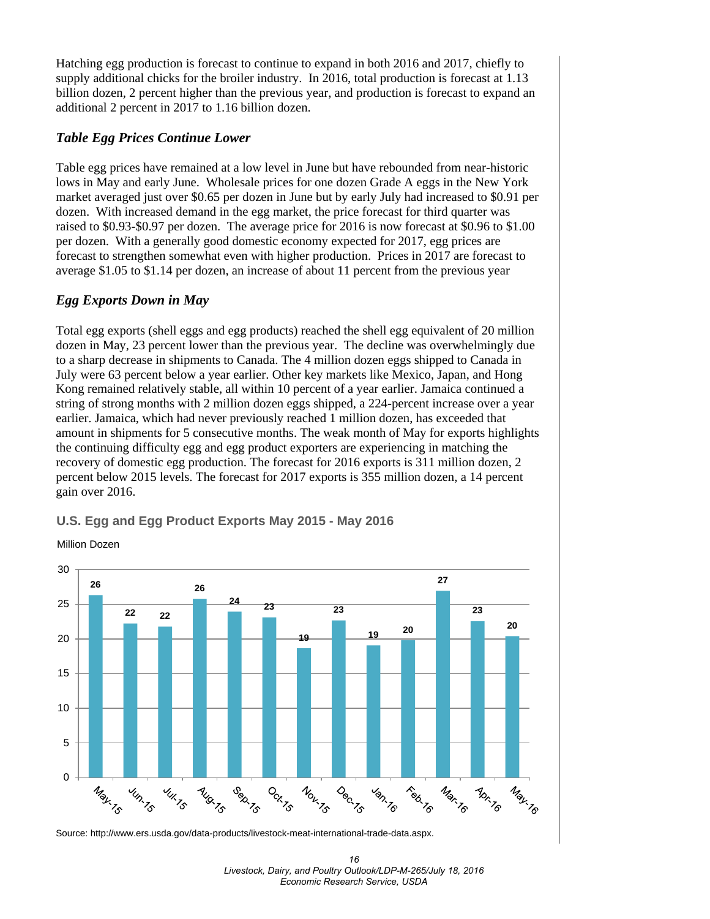Hatching egg production is forecast to continue to expand in both 2016 and 2017, chiefly to supply additional chicks for the broiler industry. In 2016, total production is forecast at 1.13 billion dozen, 2 percent higher than the previous year, and production is forecast to expand an additional 2 percent in 2017 to 1.16 billion dozen.

### *Table Egg Prices Continue Lower*

Table egg prices have remained at a low level in June but have rebounded from near-historic lows in May and early June. Wholesale prices for one dozen Grade A eggs in the New York market averaged just over $0.65 per dozen in June but by early July had increased to $0.91 per dozen. With increased demand in the egg market, the price forecast for third quarter was raised to $0.93-$0.97 per dozen. The average price for 2016 is now forecast at $0.96 to $1.00 per dozen. With a generally good domestic economy expected for 2017, egg prices are forecast to strengthen somewhat even with higher production. Prices in 2017 are forecast to average $1.05 to $1.14 per dozen, an increase of about 11 percent from the previous year

### *Egg Exports Down in May*

Total egg exports (shell eggs and egg products) reached the shell egg equivalent of 20 million dozen in May, 23 percent lower than the previous year. The decline was overwhelmingly due to a sharp decrease in shipments to Canada. The 4 million dozen eggs shipped to Canada in July were 63 percent below a year earlier. Other key markets like Mexico, Japan, and Hong Kong remained relatively stable, all within 10 percent of a year earlier. Jamaica continued a string of strong months with 2 million dozen eggs shipped, a 224-percent increase over a year earlier. Jamaica, which had never previously reached 1 million dozen, has exceeded that amount in shipments for 5 consecutive months. The weak month of May for exports highlights the continuing difficulty egg and egg product exporters are experiencing in matching the recovery of domestic egg production. The forecast for 2016 exports is 311 million dozen, 2 percent below 2015 levels. The forecast for 2017 exports is 355 million dozen, a 14 percent gain over 2016.

**U.S. Egg and Egg Product Exports May 2015 - May 2016**

Million Dozen

| Month | Exports |
|---|---|
| May-15 | 26 |
| Jun-15 | 22 |
| Jul-15 | 22 |
| Aug-15 | 26 |
| Sep-15 | 24 |
| Oct-15 | 23 |
| Nov-15 | 19 |
| Dec-15 | 23 |
| Jan-16 | 19 |
| Feb-16 | 20 |
| Mar-16 | 27 |
| Apr-16 | 23 |
| May-16 | 20 |

Source: http://www.ers.usda.gov/data-products/livestock-meat-international-trade-data.aspx.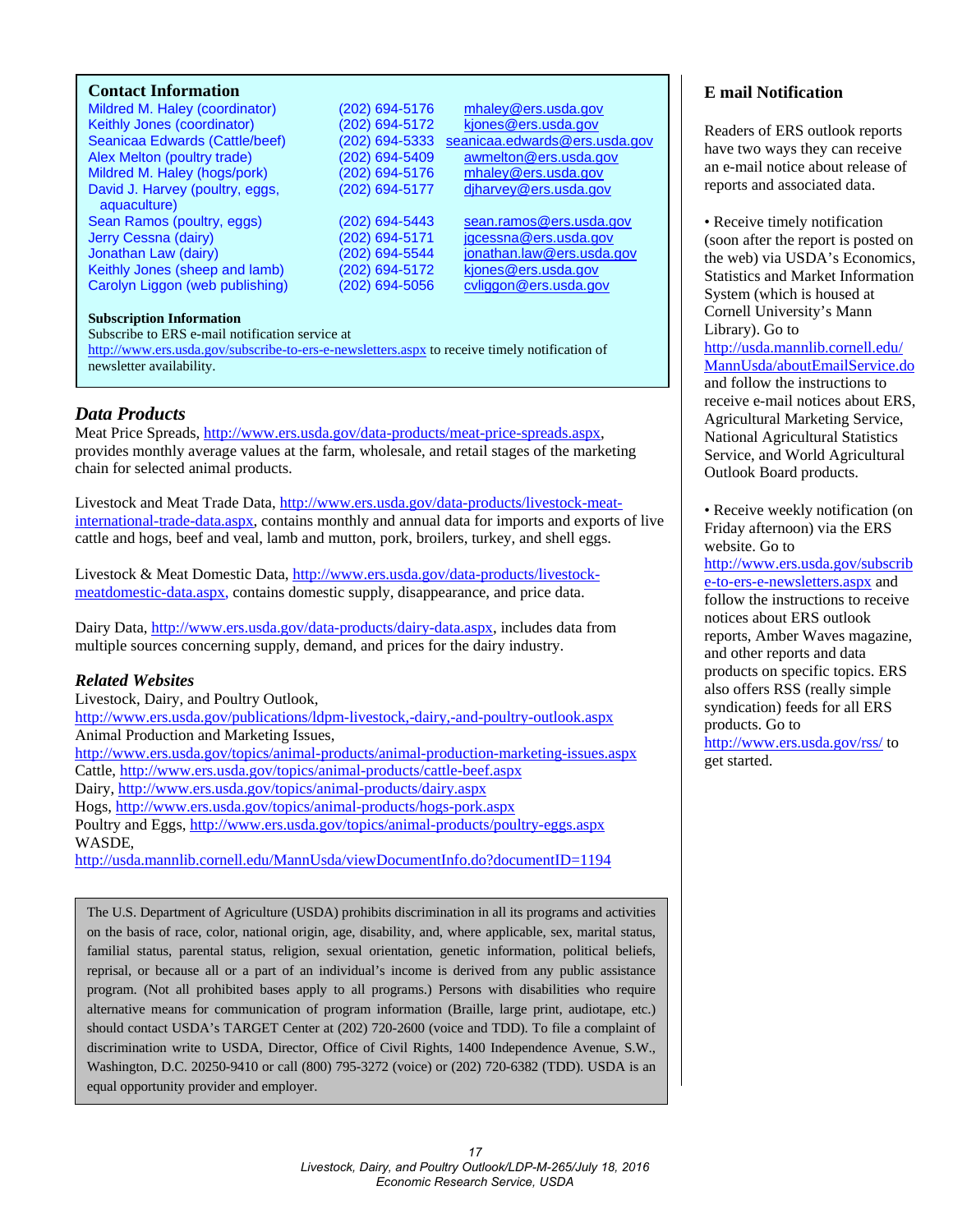## Contact Information

| | | |
|---|---|---|
| Mildred M. Haley (coordinator) | (202) 694-5176 | mhaley@ers.usda.gov |
| Keithly Jones (coordinator) | (202) 694-5172 | kjones@ers.usda.gov |
| Seanicaa Edwards (Cattle/beef) | (202) 694-5333 | seanicaa.edwards@ers.usda.gov |
| Alex Melton (poultry trade) | (202) 694-5409 | awmelton@ers.usda.gov |
| Mildred M. Haley (hogs/pork) | (202) 694-5176 | mhaley@ers.usda.gov |
| David J. Harvey (poultry, eggs, aquaculture) | (202) 694-5177 | djharvey@ers.usda.gov |
| Sean Ramos (poultry, eggs) | (202) 694-5443 | sean.ramos@ers.usda.gov |
| Jerry Cessna (dairy) | (202) 694-5171 | jgcessna@ers.usda.gov |
| Jonathan Law (dairy) | (202) 694-5544 | jonathan.law@ers.usda.gov |
| Keithly Jones (sheep and lamb) | (202) 694-5172 | kjones@ers.usda.gov |
| Carolyn Liggon (web publishing) | (202) 694-5056 | cvliggon@ers.usda.gov |

**Subscription Information**

Subscribe to ERS e-mail notification service at http://www.ers.usda.gov/subscribe-to-ers-e-newsletters.aspx to receive timely notification of newsletter availability.

## *Data Products*

Meat Price Spreads, http://www.ers.usda.gov/data-products/meat-price-spreads.aspx, provides monthly average values at the farm, wholesale, and retail stages of the marketing chain for selected animal products.

Livestock and Meat Trade Data, http://www.ers.usda.gov/data-products/livestock-meat-international-trade-data.aspx, contains monthly and annual data for imports and exports of live cattle and hogs, beef and veal, lamb and mutton, pork, broilers, turkey, and shell eggs.

Livestock & Meat Domestic Data, http://www.ers.usda.gov/data-products/livestock-meatdomestic-data.aspx, contains domestic supply, disappearance, and price data.

Dairy Data, http://www.ers.usda.gov/data-products/dairy-data.aspx, includes data from multiple sources concerning supply, demand, and prices for the dairy industry.

## *Related Websites*

Livestock, Dairy, and Poultry Outlook,
http://www.ers.usda.gov/publications/ldpm-livestock,-dairy,-and-poultry-outlook.aspx
Animal Production and Marketing Issues,
http://www.ers.usda.gov/topics/animal-products/animal-production-marketing-issues.aspx
Cattle, http://www.ers.usda.gov/topics/animal-products/cattle-beef.aspx
Dairy, http://www.ers.usda.gov/topics/animal-products/dairy.aspx
Hogs, http://www.ers.usda.gov/topics/animal-products/hogs-pork.aspx
Poultry and Eggs, http://www.ers.usda.gov/topics/animal-products/poultry-eggs.aspx
WASDE,
http://usda.mannlib.cornell.edu/MannUsda/viewDocumentInfo.do?documentID=1194

The U.S. Department of Agriculture (USDA) prohibits discrimination in all its programs and activities on the basis of race, color, national origin, age, disability, and, where applicable, sex, marital status, familial status, parental status, religion, sexual orientation, genetic information, political beliefs, reprisal, or because all or a part of an individual's income is derived from any public assistance program. (Not all prohibited bases apply to all programs.) Persons with disabilities who require alternative means for communication of program information (Braille, large print, audiotape, etc.) should contact USDA's TARGET Center at (202) 720-2600 (voice and TDD). To file a complaint of discrimination write to USDA, Director, Office of Civil Rights, 1400 Independence Avenue, S.W., Washington, D.C. 20250-9410 or call (800) 795-3272 (voice) or (202) 720-6382 (TDD). USDA is an equal opportunity provider and employer.

## E mail Notification

Readers of ERS outlook reports have two ways they can receive an e-mail notice about release of reports and associated data.

- Receive timely notification (soon after the report is posted on the web) via USDA's Economics, Statistics and Market Information System (which is housed at Cornell University's Mann Library). Go to http://usda.mannlib.cornell.edu/MannUsda/aboutEmailService.do and follow the instructions to receive e-mail notices about ERS, Agricultural Marketing Service, National Agricultural Statistics Service, and World Agricultural Outlook Board products.

- Receive weekly notification (on Friday afternoon) via the ERS website. Go to http://www.ers.usda.gov/subscribe-to-ers-e-newsletters.aspx and follow the instructions to receive notices about ERS outlook reports, Amber Waves magazine, and other reports and data products on specific topics. ERS also offers RSS (really simple syndication) feeds for all ERS products. Go to http://www.ers.usda.gov/rss/ to get started.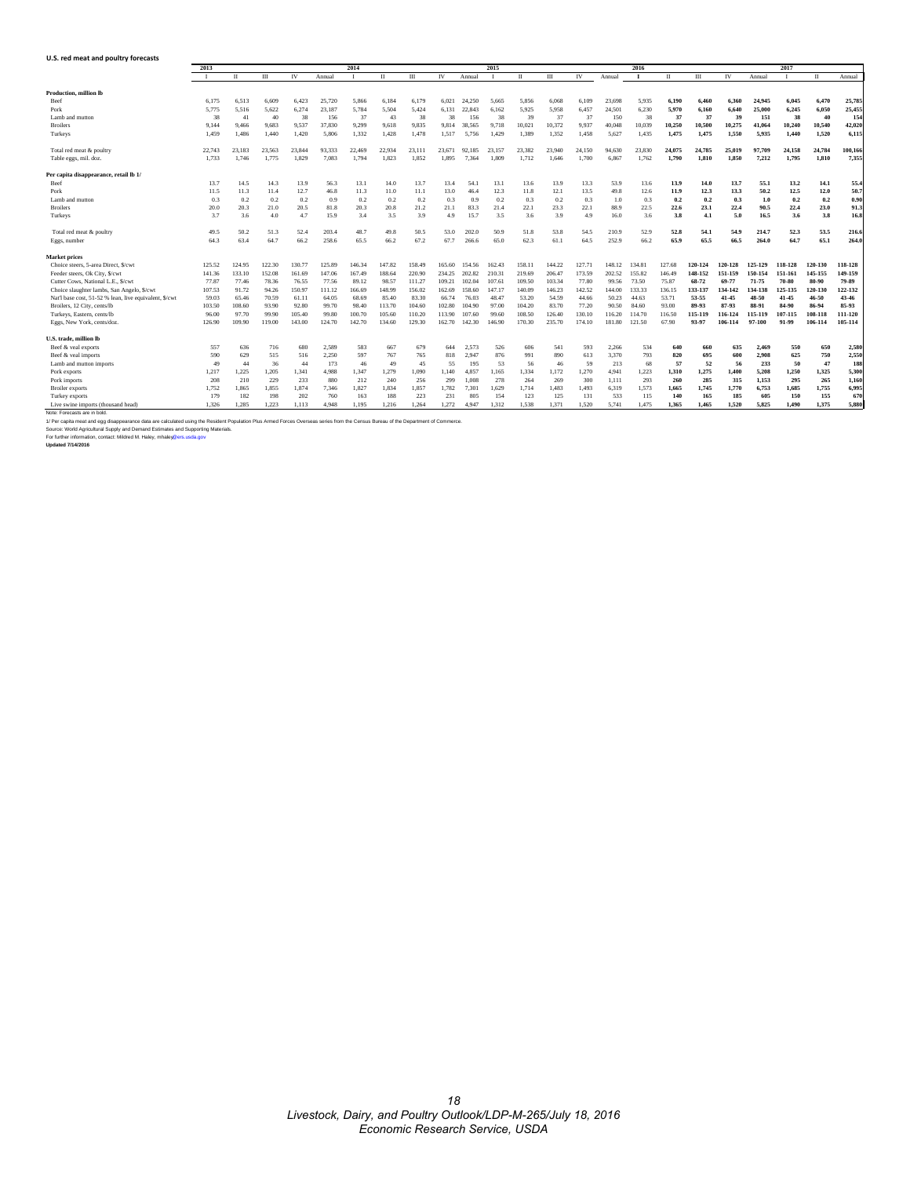**U.S. red meat and poultry forecasts**

| | 2013 | | | | | 2014 | | | | | 2015 | | | | | 2016 | | | | | 2017 | | |
|---|---|---|---|---|---|---|---|---|---|---|---|---|---|---|---|---|---|---|---|---|---|---|---|
| | I | II | III | IV | Annual | I | II | III | IV | Annual | I | II | III | IV | Annual | I | II | III | IV | Annual | I | II | Annual |
| **Production, million lb** | | | | | | | | | | | | | | | | | | | | | | | |
| Beef | 6,175 | 6,513 | 6,609 | 6,423 | 25,720 | 5,866 | 6,184 | 6,179 | 6,021 | 24,250 | 5,665 | 5,856 | 6,068 | 6,109 | 23,698 | 5,935 | **6,190** | **6,460** | **6,360** | **24,945** | **6,045** | **6,470** | **25,785** |
| Pork | 5,775 | 5,516 | 5,622 | 6,274 | 23,187 | 5,784 | 5,504 | 5,424 | 6,131 | 22,843 | 6,162 | 5,925 | 5,958 | 6,457 | 24,501 | 6,230 | **5,970** | **6,160** | **6,640** | **25,000** | **6,245** | **6,050** | **25,455** |
| Lamb and mutton | 38 | 41 | 40 | 38 | 156 | 37 | 43 | 38 | 38 | 156 | 38 | 39 | 37 | 37 | 150 | 38 | **37** | **37** | **39** | **151** | **38** | **40** | **154** |
| Broilers | 9,144 | 9,466 | 9,683 | 9,537 | 37,830 | 9,299 | 9,618 | 9,835 | 9,814 | 38,565 | 9,718 | 10,021 | 10,372 | 9,937 | 40,048 | 10,039 | **10,250** | **10,500** | **10,275** | **41,064** | **10,240** | **10,540** | **42,020** |
| Turkeys | 1,459 | 1,486 | 1,440 | 1,420 | 5,806 | 1,332 | 1,428 | 1,478 | 1,517 | 5,756 | 1,429 | 1,389 | 1,352 | 1,458 | 5,627 | 1,435 | **1,475** | **1,475** | **1,550** | **5,935** | **1,440** | **1,520** | **6,115** |
| Total red meat & poultry | 22,743 | 23,183 | 23,563 | 23,844 | 93,333 | 22,469 | 22,934 | 23,111 | 23,671 | 92,185 | 23,157 | 23,382 | 23,940 | 24,150 | 94,630 | 23,830 | **24,075** | **24,785** | **25,019** | **97,709** | **24,158** | **24,784** | **100,166** |
| Table eggs, mil. doz. | 1,733 | 1,746 | 1,775 | 1,829 | 7,083 | 1,794 | 1,823 | 1,852 | 1,895 | 7,364 | 1,809 | 1,712 | 1,646 | 1,700 | 6,867 | 1,762 | **1,790** | **1,810** | **1,850** | **7,212** | **1,795** | **1,810** | **7,355** |
| **Per capita disappearance, retail lb 1/** | | | | | | | | | | | | | | | | | | | | | | | |
| Beef | 13.7 | 14.5 | 14.3 | 13.9 | 56.3 | 13.1 | 14.0 | 13.7 | 13.4 | 54.1 | 13.1 | 13.6 | 13.9 | 13.3 | 53.9 | 13.6 | **13.9** | **14.0** | **13.7** | **55.1** | **13.2** | **14.1** | **55.4** |
| Pork | 11.5 | 11.3 | 11.4 | 12.7 | 46.8 | 11.3 | 11.0 | 11.1 | 13.0 | 46.4 | 12.3 | 11.8 | 12.1 | 13.5 | 49.8 | 12.6 | **11.9** | **12.3** | **13.3** | **50.2** | **12.5** | **12.0** | **50.7** |
| Lamb and mutton | 0.3 | 0.2 | 0.2 | 0.2 | 0.9 | 0.2 | 0.2 | 0.2 | 0.3 | 0.9 | 0.2 | 0.3 | 0.2 | 0.3 | 1.0 | 0.3 | **0.2** | **0.2** | **0.3** | **1.0** | **0.2** | **0.2** | **0.90** |
| Broilers | 20.0 | 20.3 | 21.0 | 20.5 | 81.8 | 20.3 | 20.8 | 21.2 | 21.1 | 83.3 | 21.4 | 22.1 | 23.3 | 22.1 | 88.9 | 22.5 | **22.6** | **23.1** | **22.4** | **90.5** | **22.4** | **23.0** | **91.3** |
| Turkeys | 3.7 | 3.6 | 4.0 | 4.7 | 15.9 | 3.4 | 3.5 | 3.9 | 4.9 | 15.7 | 3.5 | 3.6 | 3.9 | 4.9 | 16.0 | 3.6 | **3.8** | **4.1** | **5.0** | **16.5** | **3.6** | **3.8** | **16.8** |
| Total red meat & poultry | 49.5 | 50.2 | 51.3 | 52.4 | 203.4 | 48.7 | 49.8 | 50.5 | 53.0 | 202.0 | 50.9 | 51.8 | 53.8 | 54.5 | 210.9 | 52.9 | **52.8** | **54.1** | **54.9** | **214.7** | **52.3** | **53.5** | **216.6** |
| Eggs, number | 64.3 | 63.4 | 64.7 | 66.2 | 258.6 | 65.5 | 66.2 | 67.2 | 67.7 | 266.6 | 65.0 | 62.3 | 61.1 | 64.5 | 252.9 | 66.2 | **65.9** | **65.5** | **66.5** | **264.0** | **64.7** | **65.1** | **264.0** |
| **Market prices** | | | | | | | | | | | | | | | | | | | | | | | |
| Choice steers, 5-area Direct, $/cwt | 125.52 | 124.95 | 122.30 | 130.77 | 125.89 | 146.34 | 147.82 | 158.49 | 165.60 | 154.56 | 162.43 | 158.11 | 144.22 | 127.71 | 148.12 | 134.81 | 127.68 | **120-124** | **120-128** | **125-129** | **118-128** | **120-130** | **118-128** |
| Feeder steers, Ok City, $/cwt | 141.36 | 133.10 | 152.08 | 161.69 | 147.06 | 167.49 | 188.64 | 220.90 | 234.25 | 202.82 | 210.31 | 219.69 | 206.47 | 173.59 | 202.52 | 155.82 | 146.49 | **148-152** | **151-159** | **150-154** | **151-161** | **145-155** | **149-159** |
| Cutter Cows, National L.E., $/cwt | 77.87 | 77.46 | 78.36 | 76.55 | 77.56 | 89.12 | 98.57 | 111.27 | 109.21 | 102.04 | 107.61 | 109.50 | 103.34 | 77.80 | 99.56 | 73.50 | 75.87 | **68-72** | **69-77** | **71-75** | **70-80** | **80-90** | **79-89** |
| Choice slaughter lambs, San Angelo, $/cwt | 107.53 | 91.72 | 94.26 | 150.97 | 111.12 | 166.69 | 148.99 | 156.02 | 162.69 | 158.60 | 147.17 | 140.09 | 146.23 | 142.52 | 144.00 | 133.33 | 136.15 | **133-137** | **134-142** | **134-138** | **125-135** | **120-130** | **122-132** |
| Nat'l base cost, 51-52 % lean, live equivalent, $/cwt | 59.03 | 65.46 | 70.59 | 61.11 | 64.05 | 68.69 | 85.40 | 83.30 | 66.74 | 76.03 | 48.47 | 53.20 | 54.59 | 44.66 | 50.23 | 44.63 | 53.71 | **53-55** | **41-45** | **48-50** | **41-45** | **46-50** | **43-46** |
| Broilers, 12 City, cents/lb | 103.50 | 108.60 | 93.90 | 92.80 | 99.70 | 98.40 | 113.70 | 104.60 | 102.80 | 104.90 | 97.00 | 104.20 | 83.70 | 77.20 | 90.50 | 84.60 | 93.00 | **89-93** | **87-93** | **88-91** | **84-90** | **86-94** | **85-93** |
| Turkeys, Eastern, cents/lb | 96.00 | 97.70 | 99.90 | 105.40 | 99.80 | 100.70 | 105.60 | 110.20 | 113.90 | 107.60 | 99.60 | 108.50 | 126.40 | 130.10 | 116.20 | 114.70 | 116.50 | **115-119** | **116-124** | **115-119** | **107-115** | **108-118** | **111-120** |
| Eggs, New York, cents/doz. | 126.90 | 109.90 | 119.00 | 143.00 | 124.70 | 142.70 | 134.60 | 129.30 | 162.70 | 142.30 | 146.90 | 170.30 | 235.70 | 174.10 | 181.80 | 121.50 | 67.90 | **93-97** | **106-114** | **97-100** | **91-99** | **106-114** | **105-114** |
| **U.S. trade, million lb** | | | | | | | | | | | | | | | | | | | | | | | |
| Beef & veal exports | 557 | 636 | 716 | 680 | 2,589 | 583 | 667 | 679 | 644 | 2,573 | 526 | 606 | 541 | 593 | 2,266 | 534 | **640** | **660** | **635** | **2,469** | **550** | **650** | **2,580** |
| Beef & veal imports | 590 | 629 | 515 | 516 | 2,250 | 597 | 767 | 765 | 818 | 2,947 | 876 | 991 | 890 | 613 | 3,370 | 793 | **820** | **695** | **600** | **2,908** | **625** | **750** | **2,550** |
| Lamb and mutton imports | 49 | 44 | 36 | 44 | 173 | 46 | 49 | 45 | 55 | 195 | 53 | 56 | 46 | 59 | 213 | 68 | **57** | **52** | **56** | **233** | **50** | **47** | **188** |
| Pork exports | 1,217 | 1,225 | 1,205 | 1,341 | 4,988 | 1,347 | 1,279 | 1,090 | 1,140 | 4,857 | 1,165 | 1,334 | 1,172 | 1,270 | 4,941 | 1,223 | **1,310** | **1,275** | **1,400** | **5,208** | **1,250** | **1,325** | **5,300** |
| Pork imports | 208 | 210 | 229 | 233 | 880 | 212 | 240 | 256 | 299 | 1,008 | 278 | 264 | 269 | 300 | 1,111 | 293 | **260** | **285** | **315** | **1,153** | **295** | **265** | **1,160** |
| Broiler exports | 1,752 | 1,865 | 1,855 | 1,874 | 7,346 | 1,827 | 1,834 | 1,857 | 1,782 | 7,301 | 1,629 | 1,714 | 1,483 | 1,493 | 6,319 | 1,573 | **1,665** | **1,745** | **1,770** | **6,753** | **1,685** | **1,755** | **6,995** |
| Turkey exports | 179 | 182 | 198 | 202 | 760 | 163 | 188 | 223 | 231 | 805 | 154 | 123 | 125 | 131 | 533 | 115 | **140** | **165** | **185** | **605** | **150** | **155** | **670** |
| Live swine imports (thousand head) | 1,326 | 1,285 | 1,223 | 1,113 | 4,948 | 1,195 | 1,216 | 1,264 | 1,272 | 4,947 | 1,312 | 1,538 | 1,371 | 1,520 | 5,741 | 1,475 | **1,365** | **1,465** | **1,520** | **5,825** | **1,490** | **1,375** | **5,880** |

Note: Forecasts are in bold.

1/ Per capita meat and egg disappearance data are calculated using the Resident Population Plus Armed Forces Overseas series from the Census Bureau of the Department of Commerce.

Source: World Agricultural Supply and Demand Estimates and Supporting Materials.

For further information, contact: Mildred M. Haley, mhaley@ers.usda.gov

**Updated 7/14/2016**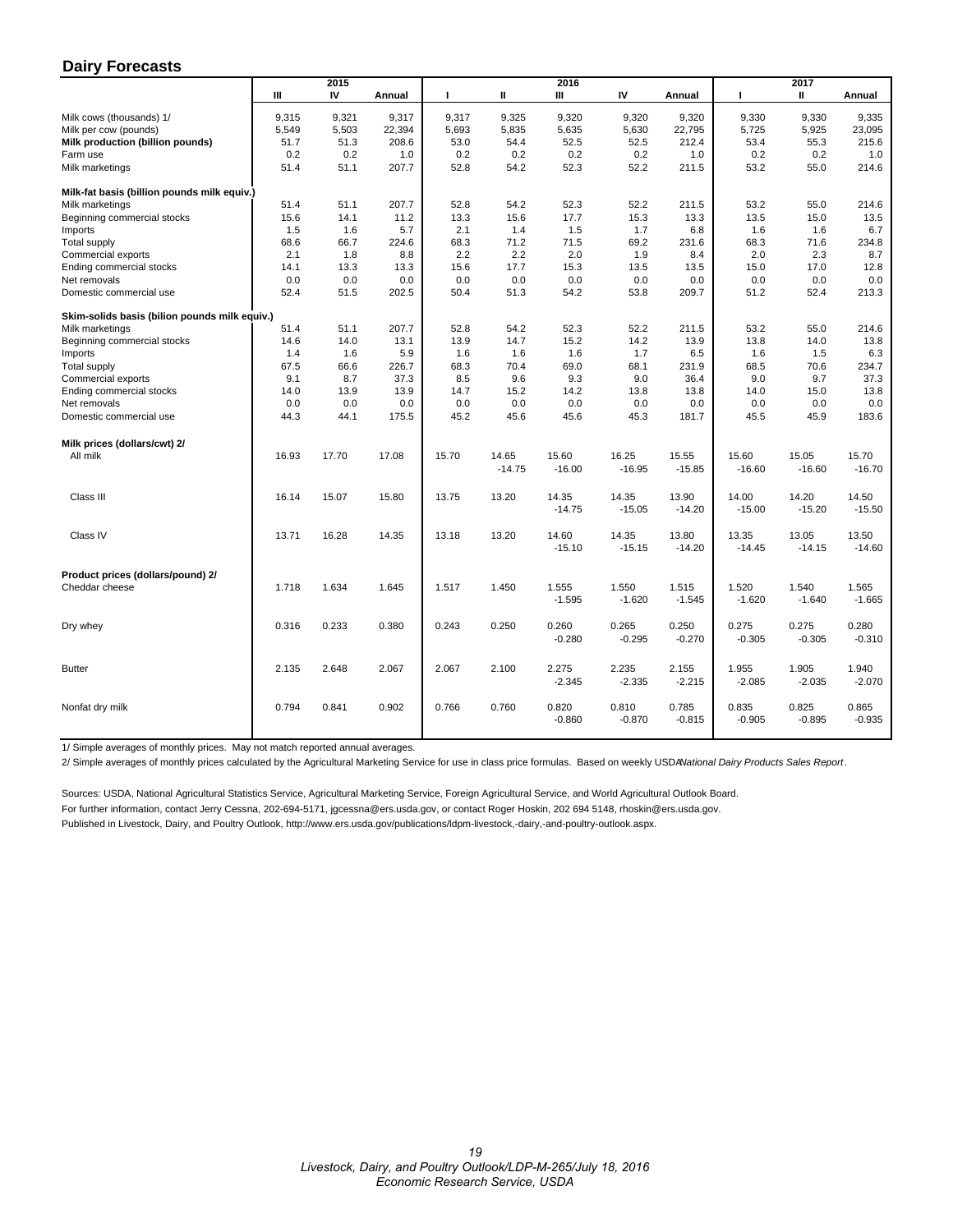## Dairy Forecasts

| | 2015 | | | 2016 | | | | | 2017 | | |
|---|---|---|---|---|---|---|---|---|---|---|---|
| | III | IV | Annual | I | II | III | IV | Annual | I | II | Annual |
| Milk cows (thousands) 1/ | 9,315 | 9,321 | 9,317 | 9,317 | 9,325 | 9,320 | 9,320 | 9,320 | 9,330 | 9,330 | 9,335 |
| Milk per cow (pounds) | 5,549 | 5,503 | 22,394 | 5,693 | 5,835 | 5,635 | 5,630 | 22,795 | 5,725 | 5,925 | 23,095 |
| **Milk production (billion pounds)** | 51.7 | 51.3 | 208.6 | 53.0 | 54.4 | 52.5 | 52.5 | 212.4 | 53.4 | 55.3 | 215.6 |
| Farm use | 0.2 | 0.2 | 1.0 | 0.2 | 0.2 | 0.2 | 0.2 | 1.0 | 0.2 | 0.2 | 1.0 |
| Milk marketings | 51.4 | 51.1 | 207.7 | 52.8 | 54.2 | 52.3 | 52.2 | 211.5 | 53.2 | 55.0 | 214.6 |
| **Milk-fat basis (billion pounds milk equiv.)** | | | | | | | | | | | |
| Milk marketings | 51.4 | 51.1 | 207.7 | 52.8 | 54.2 | 52.3 | 52.2 | 211.5 | 53.2 | 55.0 | 214.6 |
| Beginning commercial stocks | 15.6 | 14.1 | 11.2 | 13.3 | 15.6 | 17.7 | 15.3 | 13.3 | 13.5 | 15.0 | 13.5 |
| Imports | 1.5 | 1.6 | 5.7 | 2.1 | 1.4 | 1.5 | 1.7 | 6.8 | 1.6 | 1.6 | 6.7 |
| Total supply | 68.6 | 66.7 | 224.6 | 68.3 | 71.2 | 71.5 | 69.2 | 231.6 | 68.3 | 71.6 | 234.8 |
| Commercial exports | 2.1 | 1.8 | 8.8 | 2.2 | 2.2 | 2.0 | 1.9 | 8.4 | 2.0 | 2.3 | 8.7 |
| Ending commercial stocks | 14.1 | 13.3 | 13.3 | 15.6 | 17.7 | 15.3 | 13.5 | 13.5 | 15.0 | 17.0 | 12.8 |
| Net removals | 0.0 | 0.0 | 0.0 | 0.0 | 0.0 | 0.0 | 0.0 | 0.0 | 0.0 | 0.0 | 0.0 |
| Domestic commercial use | 52.4 | 51.5 | 202.5 | 50.4 | 51.3 | 54.2 | 53.8 | 209.7 | 51.2 | 52.4 | 213.3 |
| **Skim-solids basis (bilion pounds milk equiv.)** | | | | | | | | | | | |
| Milk marketings | 51.4 | 51.1 | 207.7 | 52.8 | 54.2 | 52.3 | 52.2 | 211.5 | 53.2 | 55.0 | 214.6 |
| Beginning commercial stocks | 14.6 | 14.0 | 13.1 | 13.9 | 14.7 | 15.2 | 14.2 | 13.9 | 13.8 | 14.0 | 13.8 |
| Imports | 1.4 | 1.6 | 5.9 | 1.6 | 1.6 | 1.6 | 1.7 | 6.5 | 1.6 | 1.5 | 6.3 |
| Total supply | 67.5 | 66.6 | 226.7 | 68.3 | 70.4 | 69.0 | 68.1 | 231.9 | 68.5 | 70.6 | 234.7 |
| Commercial exports | 9.1 | 8.7 | 37.3 | 8.5 | 9.6 | 9.3 | 9.0 | 36.4 | 9.0 | 9.7 | 37.3 |
| Ending commercial stocks | 14.0 | 13.9 | 13.9 | 14.7 | 15.2 | 14.2 | 13.8 | 13.8 | 14.0 | 15.0 | 13.8 |
| Net removals | 0.0 | 0.0 | 0.0 | 0.0 | 0.0 | 0.0 | 0.0 | 0.0 | 0.0 | 0.0 | 0.0 |
| Domestic commercial use | 44.3 | 44.1 | 175.5 | 45.2 | 45.6 | 45.6 | 45.3 | 181.7 | 45.5 | 45.9 | 183.6 |
| **Milk prices (dollars/cwt) 2/** | | | | | | | | | | | |
| All milk | 16.93 | 17.70 | 17.08 | 15.70 | 14.65 | 15.60 | 16.25 | 15.55 | 15.60 | 15.05 | 15.70 |
| | | | | | -14.75 | -16.00 | -16.95 | -15.85 | -16.60 | -16.60 | -16.70 |
| Class III | 16.14 | 15.07 | 15.80 | 13.75 | 13.20 | 14.35 | 14.35 | 13.90 | 14.00 | 14.20 | 14.50 |
| | | | | | | -14.75 | -15.05 | -14.20 | -15.00 | -15.20 | -15.50 |
| Class IV | 13.71 | 16.28 | 14.35 | 13.18 | 13.20 | 14.60 | 14.35 | 13.80 | 13.35 | 13.05 | 13.50 |
| | | | | | | -15.10 | -15.15 | -14.20 | -14.45 | -14.15 | -14.60 |
| **Product prices (dollars/pound) 2/** | | | | | | | | | | | |
| Cheddar cheese | 1.718 | 1.634 | 1.645 | 1.517 | 1.450 | 1.555 | 1.550 | 1.515 | 1.520 | 1.540 | 1.565 |
| | | | | | | -1.595 | -1.620 | -1.545 | -1.620 | -1.640 | -1.665 |
| Dry whey | 0.316 | 0.233 | 0.380 | 0.243 | 0.250 | 0.260 | 0.265 | 0.250 | 0.275 | 0.275 | 0.280 |
| | | | | | | -0.280 | -0.295 | -0.270 | -0.305 | -0.305 | -0.310 |
| Butter | 2.135 | 2.648 | 2.067 | 2.067 | 2.100 | 2.275 | 2.235 | 2.155 | 1.955 | 1.905 | 1.940 |
| | | | | | | -2.345 | -2.335 | -2.215 | -2.085 | -2.035 | -2.070 |
| Nonfat dry milk | 0.794 | 0.841 | 0.902 | 0.766 | 0.760 | 0.820 | 0.810 | 0.785 | 0.835 | 0.825 | 0.865 |
| | | | | | | -0.860 | -0.870 | -0.815 | -0.905 | -0.895 | -0.935 |

1/ Simple averages of monthly prices. May not match reported annual averages.

2/ Simple averages of monthly prices calculated by the Agricultural Marketing Service for use in class price formulas. Based on weekly USDA *National Dairy Products Sales Report*.

Sources: USDA, National Agricultural Statistics Service, Agricultural Marketing Service, Foreign Agricultural Service, and World Agricultural Outlook Board.

For further information, contact Jerry Cessna, 202-694-5171, jgcessna@ers.usda.gov, or contact Roger Hoskin, 202 694 5148, rhoskin@ers.usda.gov.

Published in Livestock, Dairy, and Poultry Outlook, http://www.ers.usda.gov/publications/ldpm-livestock,-dairy,-and-poultry-outlook.aspx.